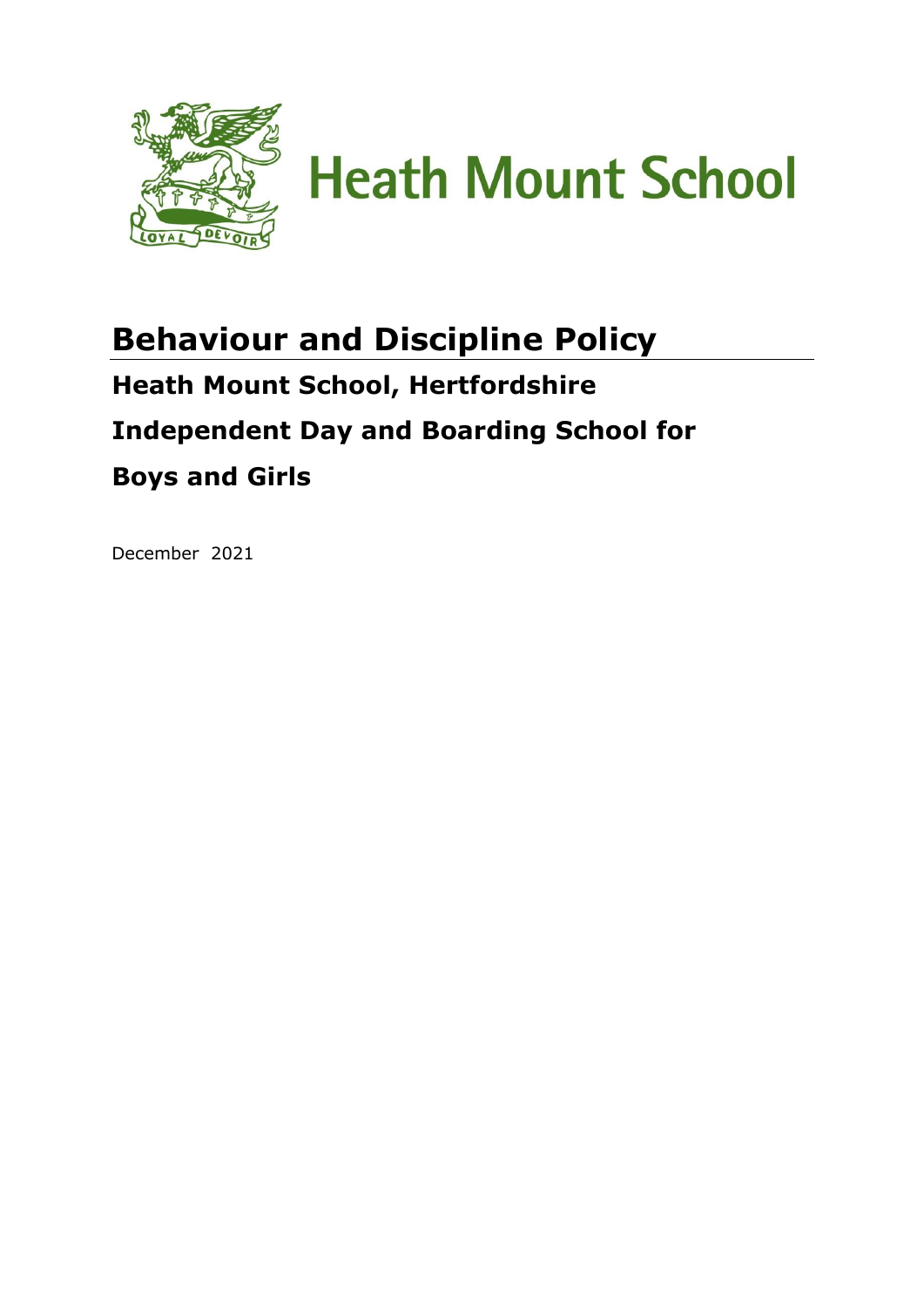Heath Mount School

# Behaviour and Discipline Policy

## Heath Mount School, Hertfordshire

## Independent Day and Boarding School for Boys and Girls

December 2021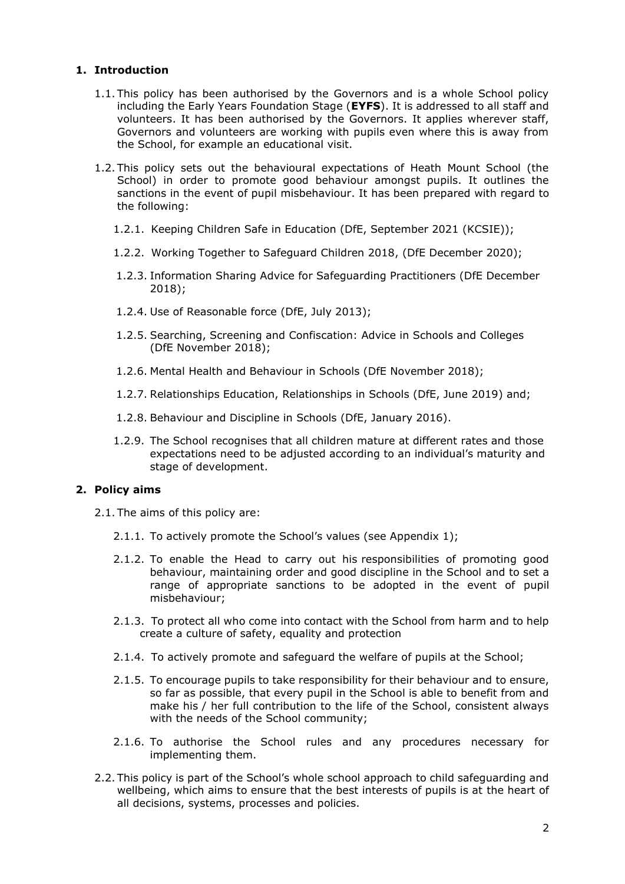## 1. Introduction

1.1. This policy has been authorised by the Governors and is a whole School policy including the Early Years Foundation Stage (**EYFS**). It is addressed to all staff and volunteers. It has been authorised by the Governors. It applies wherever staff, Governors and volunteers are working with pupils even where this is away from the School, for example an educational visit.

1.2. This policy sets out the behavioural expectations of Heath Mount School (the School) in order to promote good behaviour amongst pupils. It outlines the sanctions in the event of pupil misbehaviour. It has been prepared with regard to the following:

1.2.1. Keeping Children Safe in Education (DfE, September 2021 (KCSIE));

1.2.2. Working Together to Safeguard Children 2018, (DfE December 2020);

1.2.3. Information Sharing Advice for Safeguarding Practitioners (DfE December 2018);

1.2.4. Use of Reasonable force (DfE, July 2013);

1.2.5. Searching, Screening and Confiscation: Advice in Schools and Colleges (DfE November 2018);

1.2.6. Mental Health and Behaviour in Schools (DfE November 2018);

1.2.7. Relationships Education, Relationships in Schools (DfE, June 2019) and;

1.2.8. Behaviour and Discipline in Schools (DfE, January 2016).

1.2.9. The School recognises that all children mature at different rates and those expectations need to be adjusted according to an individual's maturity and stage of development.

## 2. Policy aims

2.1. The aims of this policy are:

2.1.1. To actively promote the School's values (see Appendix 1);

2.1.2. To enable the Head to carry out his responsibilities of promoting good behaviour, maintaining order and good discipline in the School and to set a range of appropriate sanctions to be adopted in the event of pupil misbehaviour;

2.1.3. To protect all who come into contact with the School from harm and to help create a culture of safety, equality and protection

2.1.4. To actively promote and safeguard the welfare of pupils at the School;

2.1.5. To encourage pupils to take responsibility for their behaviour and to ensure, so far as possible, that every pupil in the School is able to benefit from and make his / her full contribution to the life of the School, consistent always with the needs of the School community;

2.1.6. To authorise the School rules and any procedures necessary for implementing them.

2.2. This policy is part of the School's whole school approach to child safeguarding and wellbeing, which aims to ensure that the best interests of pupils is at the heart of all decisions, systems, processes and policies.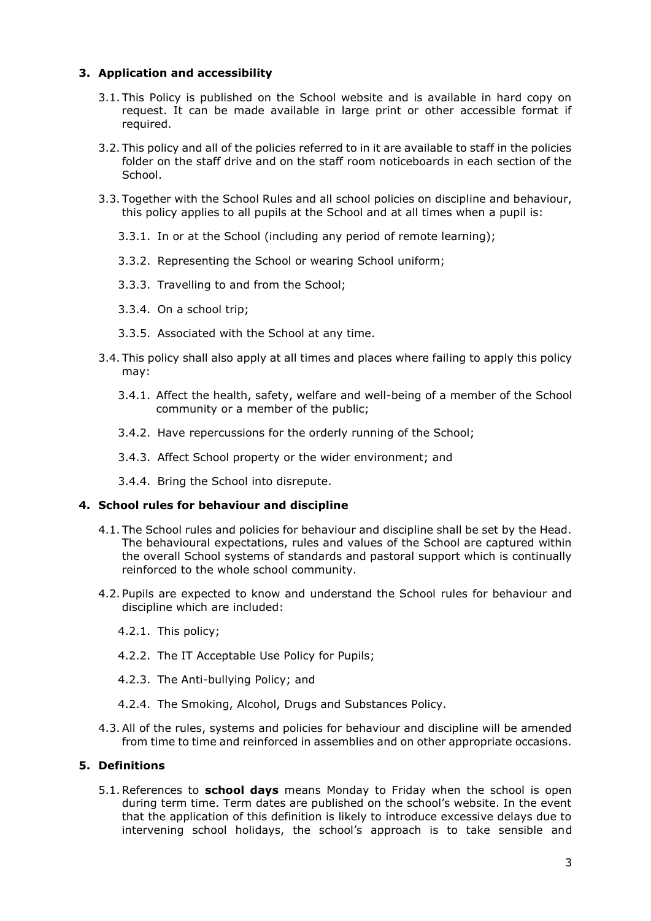## 3. Application and accessibility

3.1. This Policy is published on the School website and is available in hard copy on request. It can be made available in large print or other accessible format if required.

3.2. This policy and all of the policies referred to in it are available to staff in the policies folder on the staff drive and on the staff room noticeboards in each section of the School.

3.3. Together with the School Rules and all school policies on discipline and behaviour, this policy applies to all pupils at the School and at all times when a pupil is:

3.3.1. In or at the School (including any period of remote learning);

3.3.2. Representing the School or wearing School uniform;

3.3.3. Travelling to and from the School;

3.3.4. On a school trip;

3.3.5. Associated with the School at any time.

3.4. This policy shall also apply at all times and places where failing to apply this policy may:

3.4.1. Affect the health, safety, welfare and well-being of a member of the School community or a member of the public;

3.4.2. Have repercussions for the orderly running of the School;

3.4.3. Affect School property or the wider environment; and

3.4.4. Bring the School into disrepute.

## 4. School rules for behaviour and discipline

4.1. The School rules and policies for behaviour and discipline shall be set by the Head. The behavioural expectations, rules and values of the School are captured within the overall School systems of standards and pastoral support which is continually reinforced to the whole school community.

4.2. Pupils are expected to know and understand the School rules for behaviour and discipline which are included:

4.2.1. This policy;

4.2.2. The IT Acceptable Use Policy for Pupils;

4.2.3. The Anti-bullying Policy; and

4.2.4. The Smoking, Alcohol, Drugs and Substances Policy.

4.3. All of the rules, systems and policies for behaviour and discipline will be amended from time to time and reinforced in assemblies and on other appropriate occasions.

## 5. Definitions

5.1. References to **school days** means Monday to Friday when the school is open during term time. Term dates are published on the school's website. In the event that the application of this definition is likely to introduce excessive delays due to intervening school holidays, the school's approach is to take sensible and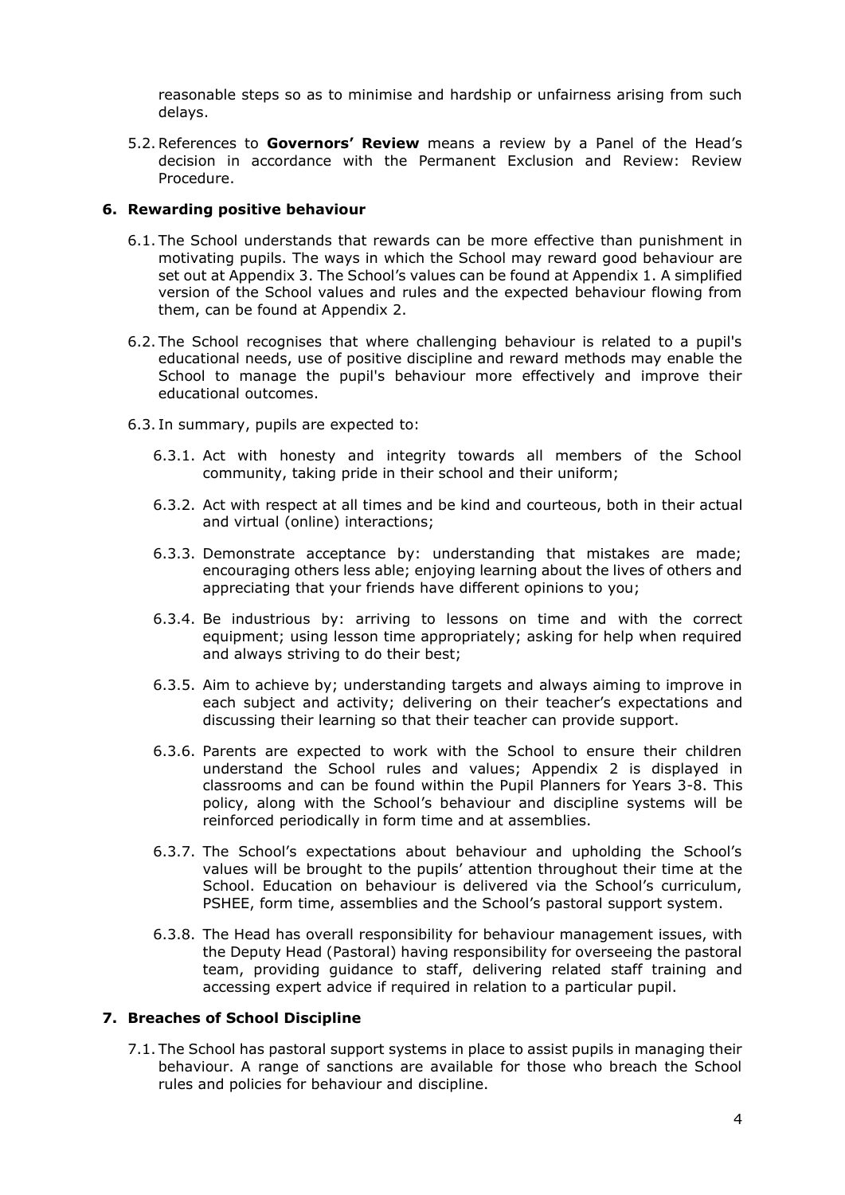reasonable steps so as to minimise and hardship or unfairness arising from such delays.

5.2. References to **Governors' Review** means a review by a Panel of the Head's decision in accordance with the Permanent Exclusion and Review: Review Procedure.

## 6. Rewarding positive behaviour

6.1. The School understands that rewards can be more effective than punishment in motivating pupils. The ways in which the School may reward good behaviour are set out at Appendix 3. The School's values can be found at Appendix 1. A simplified version of the School values and rules and the expected behaviour flowing from them, can be found at Appendix 2.

6.2. The School recognises that where challenging behaviour is related to a pupil's educational needs, use of positive discipline and reward methods may enable the School to manage the pupil's behaviour more effectively and improve their educational outcomes.

6.3. In summary, pupils are expected to:

6.3.1. Act with honesty and integrity towards all members of the School community, taking pride in their school and their uniform;

6.3.2. Act with respect at all times and be kind and courteous, both in their actual and virtual (online) interactions;

6.3.3. Demonstrate acceptance by: understanding that mistakes are made; encouraging others less able; enjoying learning about the lives of others and appreciating that your friends have different opinions to you;

6.3.4. Be industrious by: arriving to lessons on time and with the correct equipment; using lesson time appropriately; asking for help when required and always striving to do their best;

6.3.5. Aim to achieve by; understanding targets and always aiming to improve in each subject and activity; delivering on their teacher's expectations and discussing their learning so that their teacher can provide support.

6.3.6. Parents are expected to work with the School to ensure their children understand the School rules and values; Appendix 2 is displayed in classrooms and can be found within the Pupil Planners for Years 3-8. This policy, along with the School's behaviour and discipline systems will be reinforced periodically in form time and at assemblies.

6.3.7. The School's expectations about behaviour and upholding the School's values will be brought to the pupils' attention throughout their time at the School. Education on behaviour is delivered via the School's curriculum, PSHEE, form time, assemblies and the School's pastoral support system.

6.3.8. The Head has overall responsibility for behaviour management issues, with the Deputy Head (Pastoral) having responsibility for overseeing the pastoral team, providing guidance to staff, delivering related staff training and accessing expert advice if required in relation to a particular pupil.

## 7. Breaches of School Discipline

7.1. The School has pastoral support systems in place to assist pupils in managing their behaviour. A range of sanctions are available for those who breach the School rules and policies for behaviour and discipline.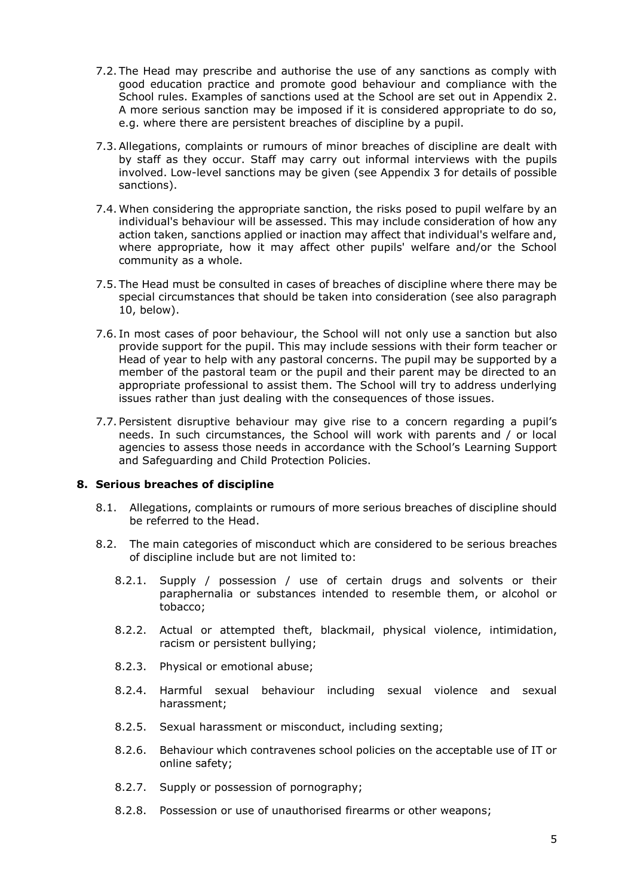7.2. The Head may prescribe and authorise the use of any sanctions as comply with good education practice and promote good behaviour and compliance with the School rules. Examples of sanctions used at the School are set out in Appendix 2. A more serious sanction may be imposed if it is considered appropriate to do so, e.g. where there are persistent breaches of discipline by a pupil.

7.3. Allegations, complaints or rumours of minor breaches of discipline are dealt with by staff as they occur. Staff may carry out informal interviews with the pupils involved. Low-level sanctions may be given (see Appendix 3 for details of possible sanctions).

7.4. When considering the appropriate sanction, the risks posed to pupil welfare by an individual's behaviour will be assessed. This may include consideration of how any action taken, sanctions applied or inaction may affect that individual's welfare and, where appropriate, how it may affect other pupils' welfare and/or the School community as a whole.

7.5. The Head must be consulted in cases of breaches of discipline where there may be special circumstances that should be taken into consideration (see also paragraph 10, below).

7.6. In most cases of poor behaviour, the School will not only use a sanction but also provide support for the pupil. This may include sessions with their form teacher or Head of year to help with any pastoral concerns. The pupil may be supported by a member of the pastoral team or the pupil and their parent may be directed to an appropriate professional to assist them. The School will try to address underlying issues rather than just dealing with the consequences of those issues.

7.7. Persistent disruptive behaviour may give rise to a concern regarding a pupil's needs. In such circumstances, the School will work with parents and / or local agencies to assess those needs in accordance with the School's Learning Support and Safeguarding and Child Protection Policies.

## 8. Serious breaches of discipline

8.1. Allegations, complaints or rumours of more serious breaches of discipline should be referred to the Head.

8.2. The main categories of misconduct which are considered to be serious breaches of discipline include but are not limited to:

8.2.1. Supply / possession / use of certain drugs and solvents or their paraphernalia or substances intended to resemble them, or alcohol or tobacco;

8.2.2. Actual or attempted theft, blackmail, physical violence, intimidation, racism or persistent bullying;

8.2.3. Physical or emotional abuse;

8.2.4. Harmful sexual behaviour including sexual violence and sexual harassment;

8.2.5. Sexual harassment or misconduct, including sexting;

8.2.6. Behaviour which contravenes school policies on the acceptable use of IT or online safety;

8.2.7. Supply or possession of pornography;

8.2.8. Possession or use of unauthorised firearms or other weapons;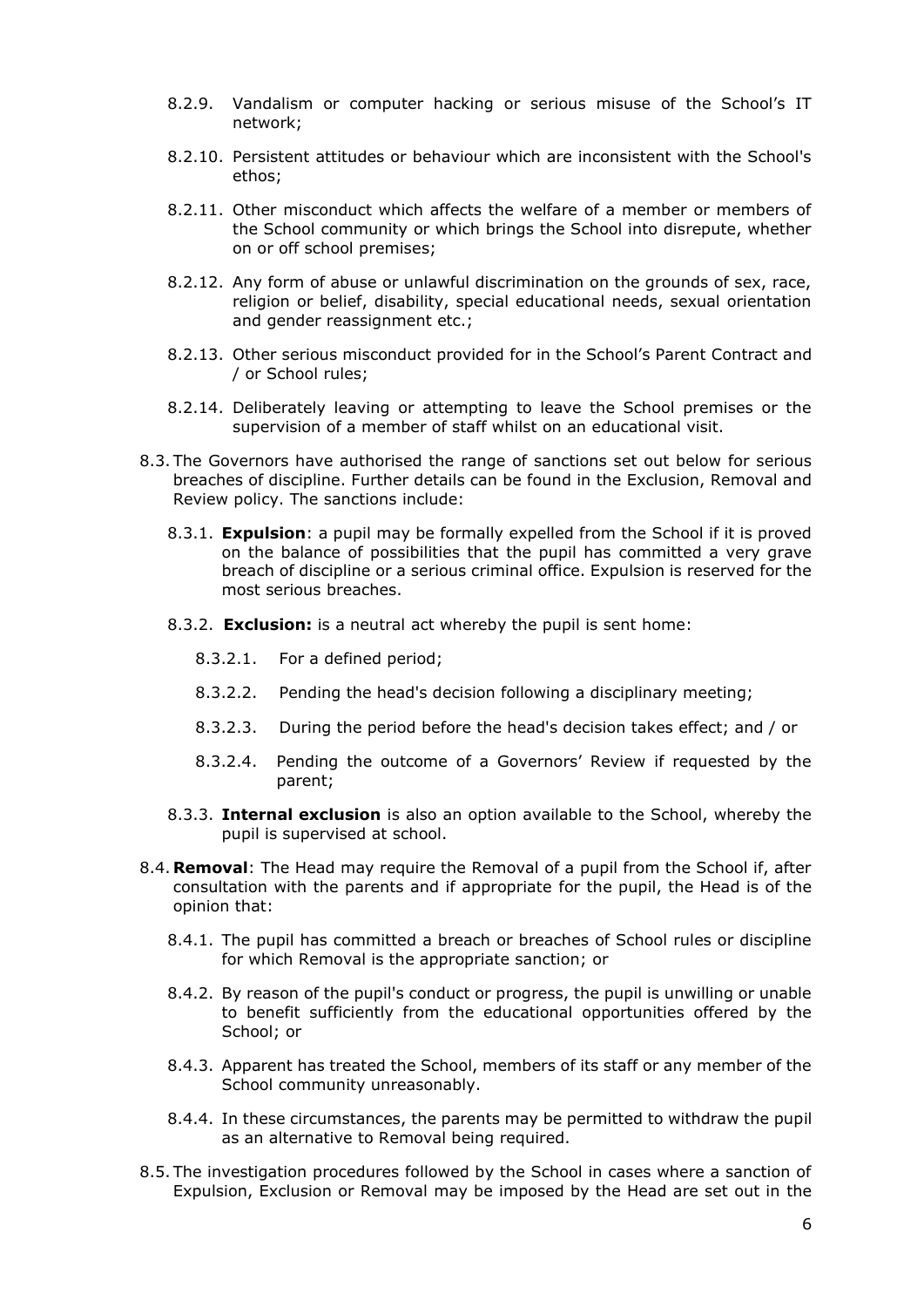- 8.2.9. Vandalism or computer hacking or serious misuse of the School's IT network;
- 8.2.10. Persistent attitudes or behaviour which are inconsistent with the School's ethos;
- 8.2.11. Other misconduct which affects the welfare of a member or members of the School community or which brings the School into disrepute, whether on or off school premises;
- 8.2.12. Any form of abuse or unlawful discrimination on the grounds of sex, race, religion or belief, disability, special educational needs, sexual orientation and gender reassignment etc.;
- 8.2.13. Other serious misconduct provided for in the School's Parent Contract and / or School rules;
- 8.2.14. Deliberately leaving or attempting to leave the School premises or the supervision of a member of staff whilst on an educational visit.

8.3. The Governors have authorised the range of sanctions set out below for serious breaches of discipline. Further details can be found in the Exclusion, Removal and Review policy. The sanctions include:

- 8.3.1. **Expulsion**: a pupil may be formally expelled from the School if it is proved on the balance of possibilities that the pupil has committed a very grave breach of discipline or a serious criminal office. Expulsion is reserved for the most serious breaches.
- 8.3.2. **Exclusion:** is a neutral act whereby the pupil is sent home:
  - 8.3.2.1. For a defined period;
  - 8.3.2.2. Pending the head's decision following a disciplinary meeting;
  - 8.3.2.3. During the period before the head's decision takes effect; and / or
  - 8.3.2.4. Pending the outcome of a Governors' Review if requested by the parent;
- 8.3.3. **Internal exclusion** is also an option available to the School, whereby the pupil is supervised at school.

8.4. **Removal**: The Head may require the Removal of a pupil from the School if, after consultation with the parents and if appropriate for the pupil, the Head is of the opinion that:

- 8.4.1. The pupil has committed a breach or breaches of School rules or discipline for which Removal is the appropriate sanction; or
- 8.4.2. By reason of the pupil's conduct or progress, the pupil is unwilling or unable to benefit sufficiently from the educational opportunities offered by the School; or
- 8.4.3. Apparent has treated the School, members of its staff or any member of the School community unreasonably.
- 8.4.4. In these circumstances, the parents may be permitted to withdraw the pupil as an alternative to Removal being required.

8.5. The investigation procedures followed by the School in cases where a sanction of Expulsion, Exclusion or Removal may be imposed by the Head are set out in the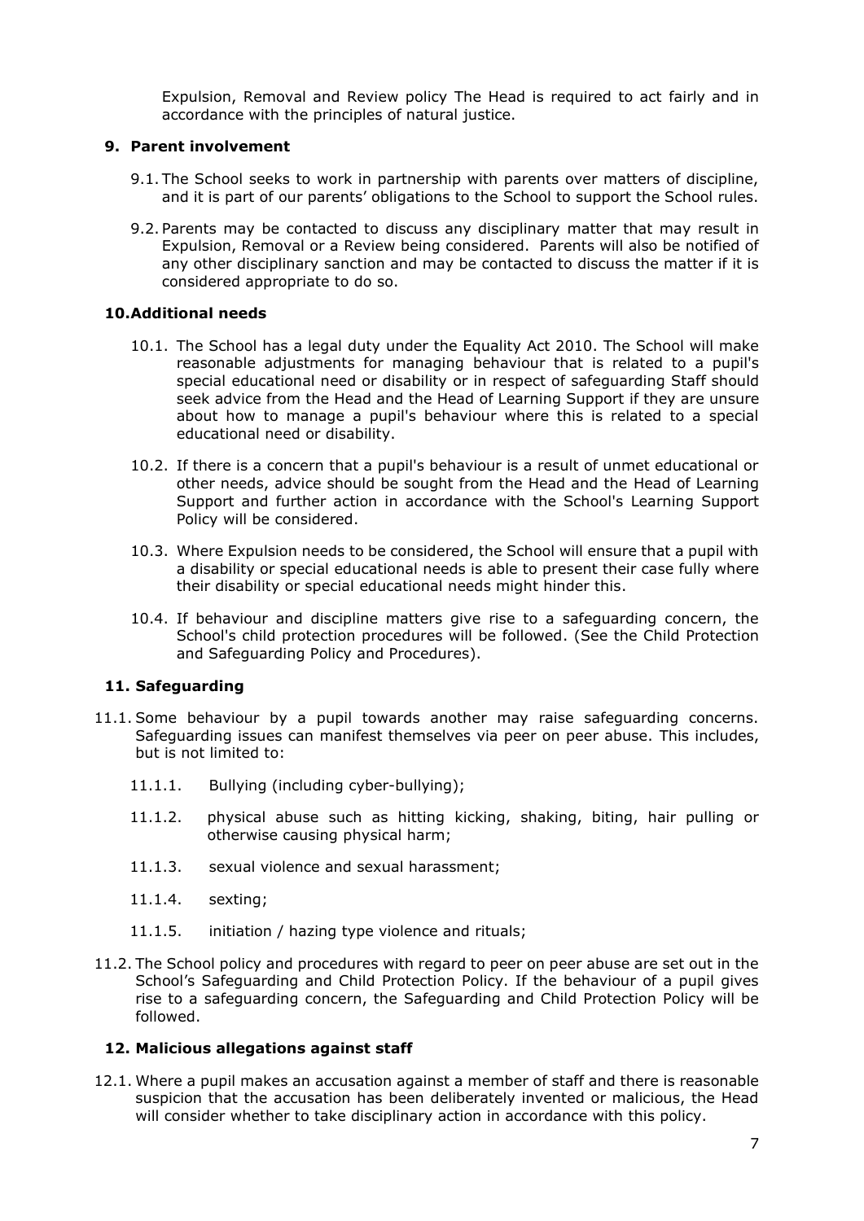Expulsion, Removal and Review policy The Head is required to act fairly and in accordance with the principles of natural justice.

## 9. Parent involvement

9.1. The School seeks to work in partnership with parents over matters of discipline, and it is part of our parents' obligations to the School to support the School rules.

9.2. Parents may be contacted to discuss any disciplinary matter that may result in Expulsion, Removal or a Review being considered. Parents will also be notified of any other disciplinary sanction and may be contacted to discuss the matter if it is considered appropriate to do so.

## 10. Additional needs

10.1. The School has a legal duty under the Equality Act 2010. The School will make reasonable adjustments for managing behaviour that is related to a pupil's special educational need or disability or in respect of safeguarding Staff should seek advice from the Head and the Head of Learning Support if they are unsure about how to manage a pupil's behaviour where this is related to a special educational need or disability.

10.2. If there is a concern that a pupil's behaviour is a result of unmet educational or other needs, advice should be sought from the Head and the Head of Learning Support and further action in accordance with the School's Learning Support Policy will be considered.

10.3. Where Expulsion needs to be considered, the School will ensure that a pupil with a disability or special educational needs is able to present their case fully where their disability or special educational needs might hinder this.

10.4. If behaviour and discipline matters give rise to a safeguarding concern, the School's child protection procedures will be followed. (See the Child Protection and Safeguarding Policy and Procedures).

## 11. Safeguarding

11.1. Some behaviour by a pupil towards another may raise safeguarding concerns. Safeguarding issues can manifest themselves via peer on peer abuse. This includes, but is not limited to:

11.1.1. Bullying (including cyber-bullying);

11.1.2. physical abuse such as hitting kicking, shaking, biting, hair pulling or otherwise causing physical harm;

11.1.3. sexual violence and sexual harassment;

11.1.4. sexting;

11.1.5. initiation / hazing type violence and rituals;

11.2. The School policy and procedures with regard to peer on peer abuse are set out in the School's Safeguarding and Child Protection Policy. If the behaviour of a pupil gives rise to a safeguarding concern, the Safeguarding and Child Protection Policy will be followed.

## 12. Malicious allegations against staff

12.1. Where a pupil makes an accusation against a member of staff and there is reasonable suspicion that the accusation has been deliberately invented or malicious, the Head will consider whether to take disciplinary action in accordance with this policy.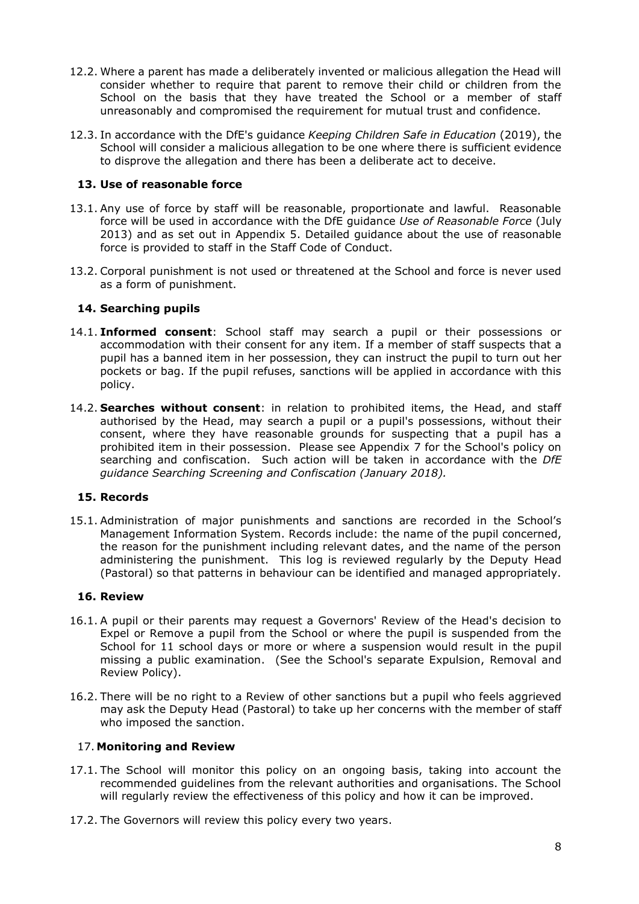12.2. Where a parent has made a deliberately invented or malicious allegation the Head will consider whether to require that parent to remove their child or children from the School on the basis that they have treated the School or a member of staff unreasonably and compromised the requirement for mutual trust and confidence.

12.3. In accordance with the DfE's guidance *Keeping Children Safe in Education* (2019), the School will consider a malicious allegation to be one where there is sufficient evidence to disprove the allegation and there has been a deliberate act to deceive.

## 13. Use of reasonable force

13.1. Any use of force by staff will be reasonable, proportionate and lawful. Reasonable force will be used in accordance with the DfE guidance *Use of Reasonable Force* (July 2013) and as set out in Appendix 5. Detailed guidance about the use of reasonable force is provided to staff in the Staff Code of Conduct.

13.2. Corporal punishment is not used or threatened at the School and force is never used as a form of punishment.

## 14. Searching pupils

14.1. **Informed consent**: School staff may search a pupil or their possessions or accommodation with their consent for any item. If a member of staff suspects that a pupil has a banned item in her possession, they can instruct the pupil to turn out her pockets or bag. If the pupil refuses, sanctions will be applied in accordance with this policy.

14.2. **Searches without consent**: in relation to prohibited items, the Head, and staff authorised by the Head, may search a pupil or a pupil's possessions, without their consent, where they have reasonable grounds for suspecting that a pupil has a prohibited item in their possession. Please see Appendix 7 for the School's policy on searching and confiscation. Such action will be taken in accordance with the *DfE guidance Searching Screening and Confiscation (January 2018).*

## 15. Records

15.1. Administration of major punishments and sanctions are recorded in the School's Management Information System. Records include: the name of the pupil concerned, the reason for the punishment including relevant dates, and the name of the person administering the punishment. This log is reviewed regularly by the Deputy Head (Pastoral) so that patterns in behaviour can be identified and managed appropriately.

## 16. Review

16.1. A pupil or their parents may request a Governors' Review of the Head's decision to Expel or Remove a pupil from the School or where the pupil is suspended from the School for 11 school days or more or where a suspension would result in the pupil missing a public examination. (See the School's separate Expulsion, Removal and Review Policy).

16.2. There will be no right to a Review of other sanctions but a pupil who feels aggrieved may ask the Deputy Head (Pastoral) to take up her concerns with the member of staff who imposed the sanction.

## 17. Monitoring and Review

17.1. The School will monitor this policy on an ongoing basis, taking into account the recommended guidelines from the relevant authorities and organisations. The School will regularly review the effectiveness of this policy and how it can be improved.

17.2. The Governors will review this policy every two years.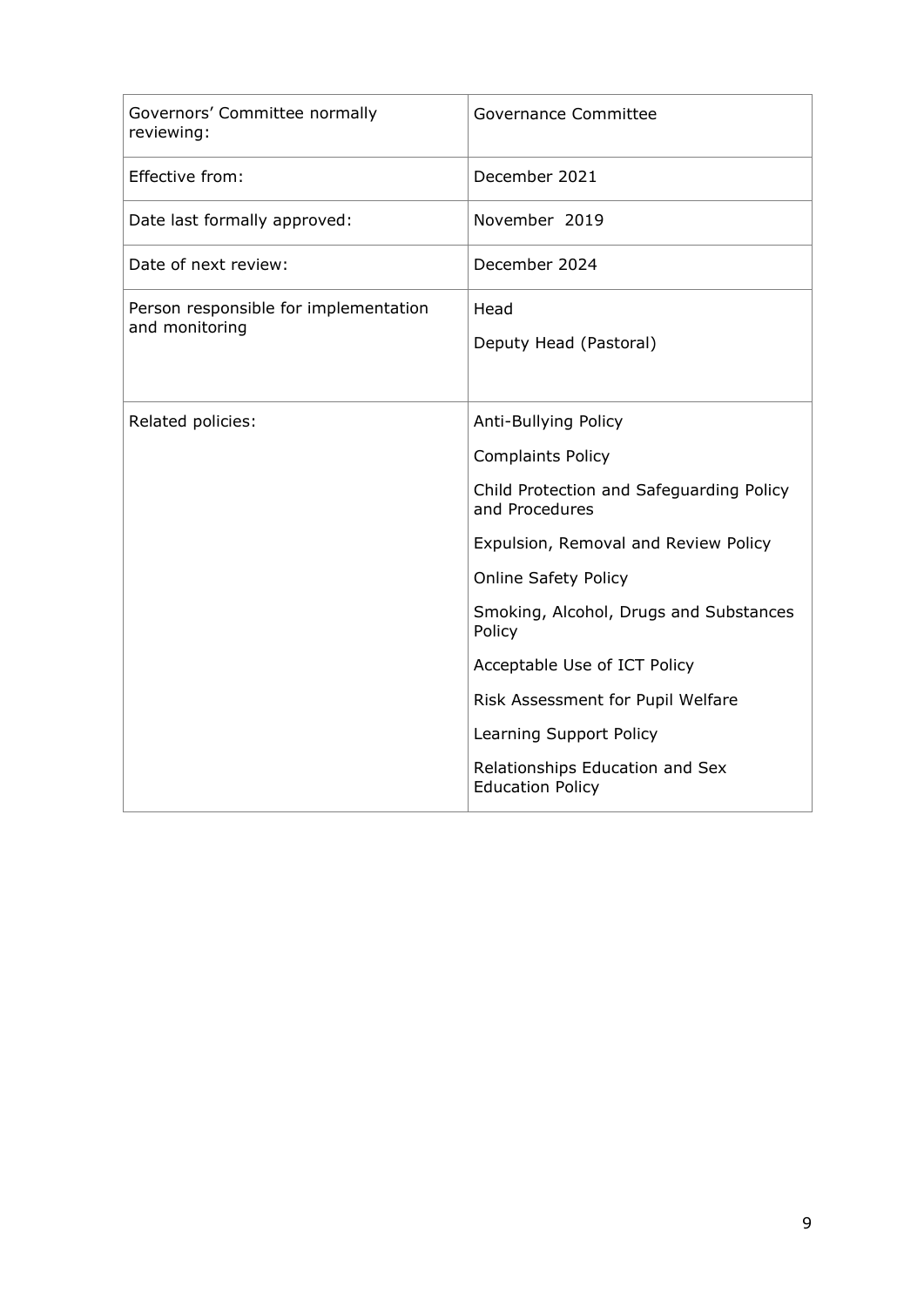| Governors' Committee normally reviewing: | Governance Committee |
| --- | --- |
| Effective from: | December 2021 |
| Date last formally approved: | November 2019 |
| Date of next review: | December 2024 |
| Person responsible for implementation and monitoring | Head<br>Deputy Head (Pastoral) |
| Related policies: | Anti-Bullying Policy<br>Complaints Policy<br>Child Protection and Safeguarding Policy and Procedures<br>Expulsion, Removal and Review Policy<br>Online Safety Policy<br>Smoking, Alcohol, Drugs and Substances Policy<br>Acceptable Use of ICT Policy<br>Risk Assessment for Pupil Welfare<br>Learning Support Policy<br>Relationships Education and Sex Education Policy |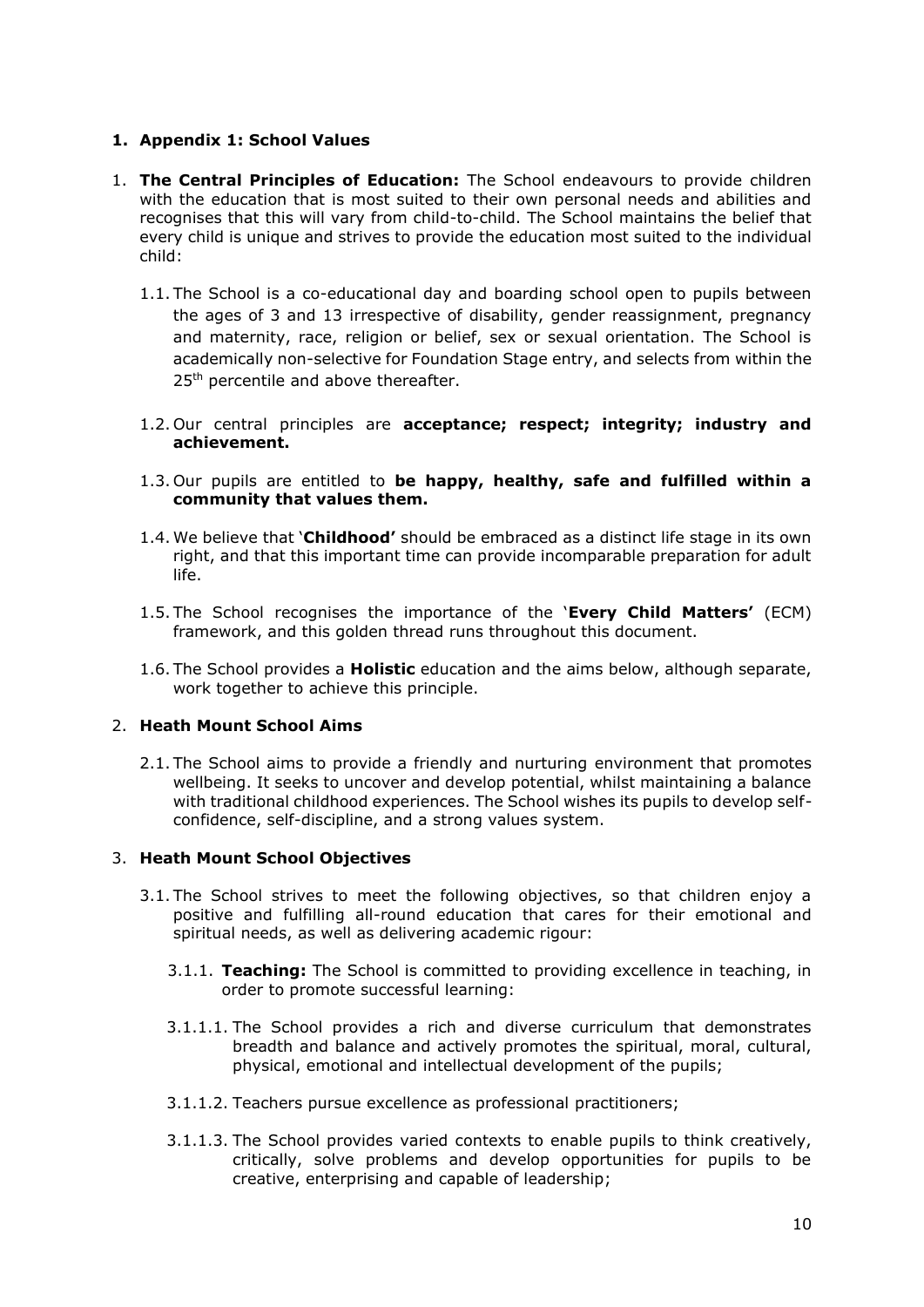## 1. Appendix 1: School Values

1. **The Central Principles of Education:** The School endeavours to provide children with the education that is most suited to their own personal needs and abilities and recognises that this will vary from child-to-child. The School maintains the belief that every child is unique and strives to provide the education most suited to the individual child:

   1.1. The School is a co-educational day and boarding school open to pupils between the ages of 3 and 13 irrespective of disability, gender reassignment, pregnancy and maternity, race, religion or belief, sex or sexual orientation. The School is academically non-selective for Foundation Stage entry, and selects from within the 25th percentile and above thereafter.

   1.2. Our central principles are **acceptance; respect; integrity; industry and achievement.**

   1.3. Our pupils are entitled to **be happy, healthy, safe and fulfilled within a community that values them.**

   1.4. We believe that '**Childhood'** should be embraced as a distinct life stage in its own right, and that this important time can provide incomparable preparation for adult life.

   1.5. The School recognises the importance of the '**Every Child Matters'** (ECM) framework, and this golden thread runs throughout this document.

   1.6. The School provides a **Holistic** education and the aims below, although separate, work together to achieve this principle.

2. **Heath Mount School Aims**

   2.1. The School aims to provide a friendly and nurturing environment that promotes wellbeing. It seeks to uncover and develop potential, whilst maintaining a balance with traditional childhood experiences. The School wishes its pupils to develop self-confidence, self-discipline, and a strong values system.

3. **Heath Mount School Objectives**

   3.1. The School strives to meet the following objectives, so that children enjoy a positive and fulfilling all-round education that cares for their emotional and spiritual needs, as well as delivering academic rigour:

      3.1.1. **Teaching:** The School is committed to providing excellence in teaching, in order to promote successful learning:

      3.1.1.1. The School provides a rich and diverse curriculum that demonstrates breadth and balance and actively promotes the spiritual, moral, cultural, physical, emotional and intellectual development of the pupils;

      3.1.1.2. Teachers pursue excellence as professional practitioners;

      3.1.1.3. The School provides varied contexts to enable pupils to think creatively, critically, solve problems and develop opportunities for pupils to be creative, enterprising and capable of leadership;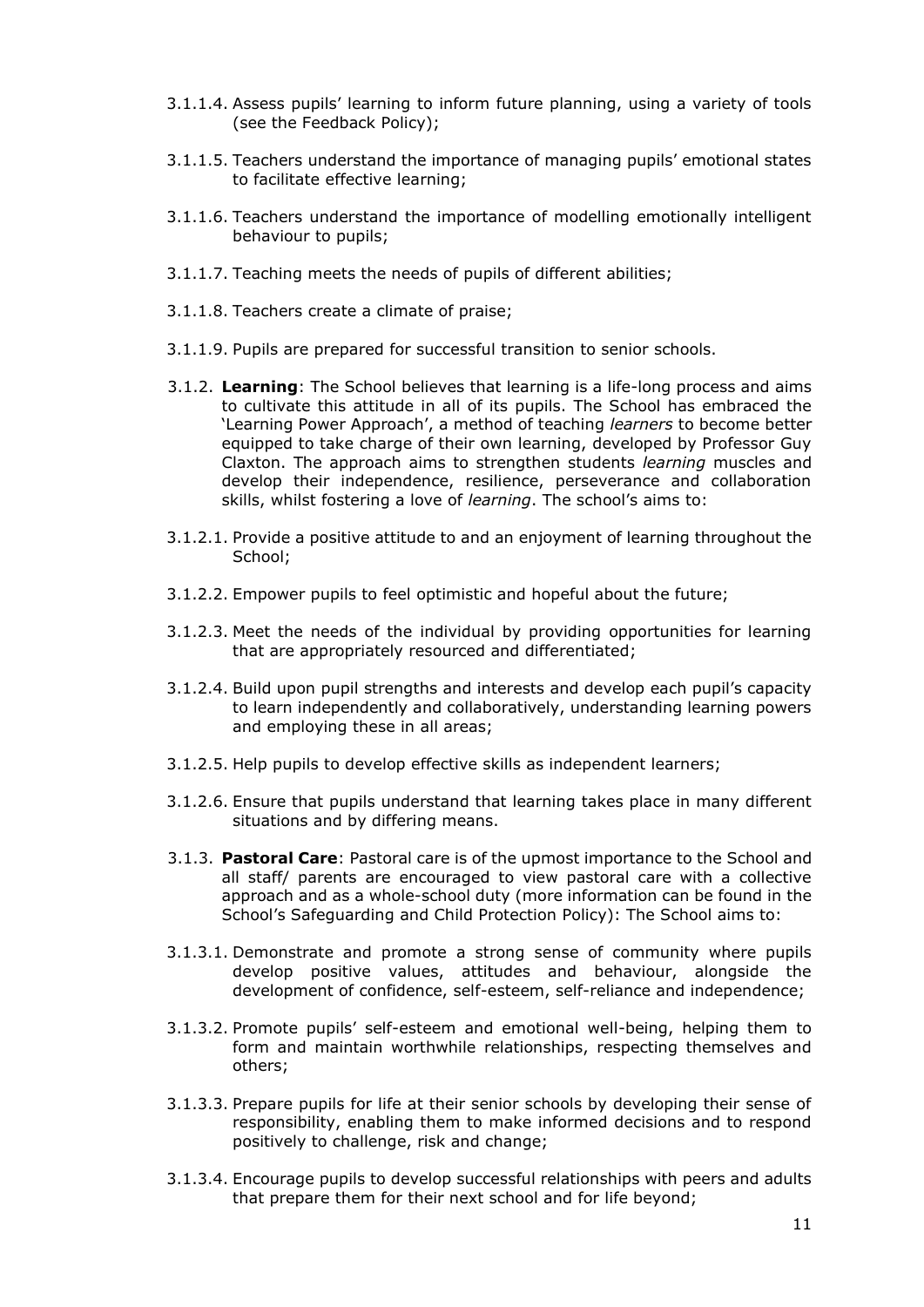3.1.1.4. Assess pupils' learning to inform future planning, using a variety of tools (see the Feedback Policy);

3.1.1.5. Teachers understand the importance of managing pupils' emotional states to facilitate effective learning;

3.1.1.6. Teachers understand the importance of modelling emotionally intelligent behaviour to pupils;

3.1.1.7. Teaching meets the needs of pupils of different abilities;

3.1.1.8. Teachers create a climate of praise;

3.1.1.9. Pupils are prepared for successful transition to senior schools.

3.1.2. **Learning**: The School believes that learning is a life-long process and aims to cultivate this attitude in all of its pupils. The School has embraced the 'Learning Power Approach', a method of teaching *learners* to become better equipped to take charge of their own learning, developed by Professor Guy Claxton. The approach aims to strengthen students *learning* muscles and develop their independence, resilience, perseverance and collaboration skills, whilst fostering a love of *learning*. The school's aims to:

3.1.2.1. Provide a positive attitude to and an enjoyment of learning throughout the School;

3.1.2.2. Empower pupils to feel optimistic and hopeful about the future;

3.1.2.3. Meet the needs of the individual by providing opportunities for learning that are appropriately resourced and differentiated;

3.1.2.4. Build upon pupil strengths and interests and develop each pupil's capacity to learn independently and collaboratively, understanding learning powers and employing these in all areas;

3.1.2.5. Help pupils to develop effective skills as independent learners;

3.1.2.6. Ensure that pupils understand that learning takes place in many different situations and by differing means.

3.1.3. **Pastoral Care**: Pastoral care is of the upmost importance to the School and all staff/ parents are encouraged to view pastoral care with a collective approach and as a whole-school duty (more information can be found in the School's Safeguarding and Child Protection Policy): The School aims to:

3.1.3.1. Demonstrate and promote a strong sense of community where pupils develop positive values, attitudes and behaviour, alongside the development of confidence, self-esteem, self-reliance and independence;

3.1.3.2. Promote pupils' self-esteem and emotional well-being, helping them to form and maintain worthwhile relationships, respecting themselves and others;

3.1.3.3. Prepare pupils for life at their senior schools by developing their sense of responsibility, enabling them to make informed decisions and to respond positively to challenge, risk and change;

3.1.3.4. Encourage pupils to develop successful relationships with peers and adults that prepare them for their next school and for life beyond;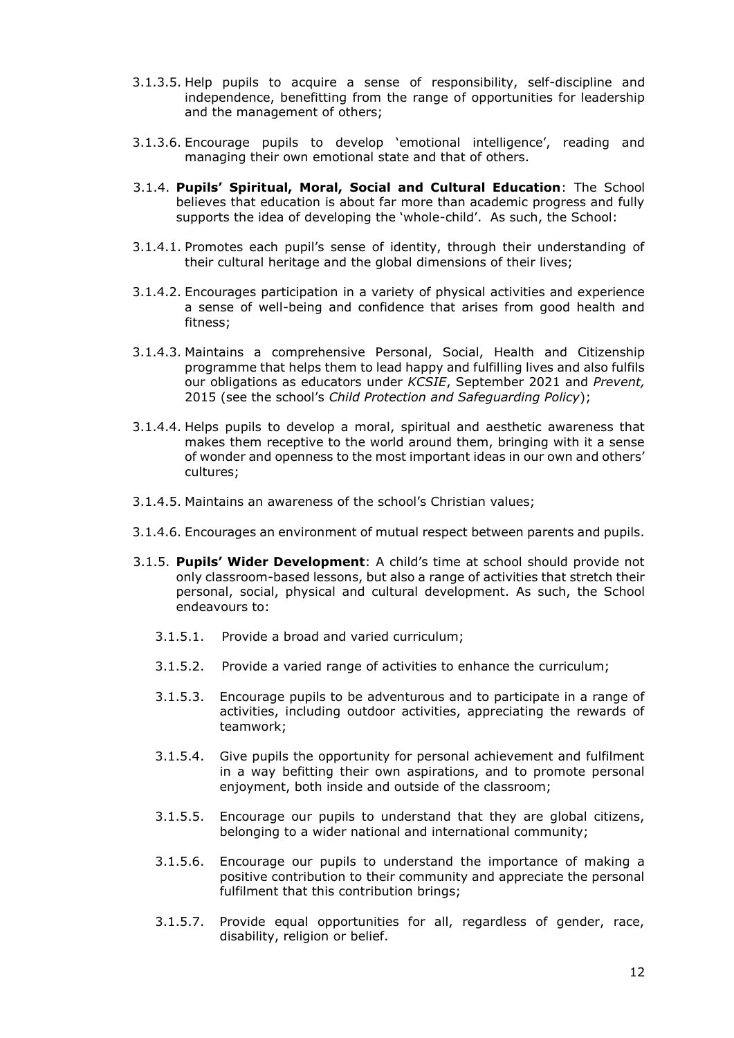3.1.3.5. Help pupils to acquire a sense of responsibility, self-discipline and independence, benefitting from the range of opportunities for leadership and the management of others;

3.1.3.6. Encourage pupils to develop 'emotional intelligence', reading and managing their own emotional state and that of others.

3.1.4. **Pupils' Spiritual, Moral, Social and Cultural Education**: The School believes that education is about far more than academic progress and fully supports the idea of developing the 'whole-child'. As such, the School:

3.1.4.1. Promotes each pupil's sense of identity, through their understanding of their cultural heritage and the global dimensions of their lives;

3.1.4.2. Encourages participation in a variety of physical activities and experience a sense of well-being and confidence that arises from good health and fitness;

3.1.4.3. Maintains a comprehensive Personal, Social, Health and Citizenship programme that helps them to lead happy and fulfilling lives and also fulfils our obligations as educators under *KCSIE*, September 2021 and *Prevent,* 2015 (see the school's *Child Protection and Safeguarding Policy*);

3.1.4.4. Helps pupils to develop a moral, spiritual and aesthetic awareness that makes them receptive to the world around them, bringing with it a sense of wonder and openness to the most important ideas in our own and others' cultures;

3.1.4.5. Maintains an awareness of the school's Christian values;

3.1.4.6. Encourages an environment of mutual respect between parents and pupils.

3.1.5. **Pupils' Wider Development**: A child's time at school should provide not only classroom-based lessons, but also a range of activities that stretch their personal, social, physical and cultural development. As such, the School endeavours to:

3.1.5.1. Provide a broad and varied curriculum;

3.1.5.2. Provide a varied range of activities to enhance the curriculum;

3.1.5.3. Encourage pupils to be adventurous and to participate in a range of activities, including outdoor activities, appreciating the rewards of teamwork;

3.1.5.4. Give pupils the opportunity for personal achievement and fulfilment in a way befitting their own aspirations, and to promote personal enjoyment, both inside and outside of the classroom;

3.1.5.5. Encourage our pupils to understand that they are global citizens, belonging to a wider national and international community;

3.1.5.6. Encourage our pupils to understand the importance of making a positive contribution to their community and appreciate the personal fulfilment that this contribution brings;

3.1.5.7. Provide equal opportunities for all, regardless of gender, race, disability, religion or belief.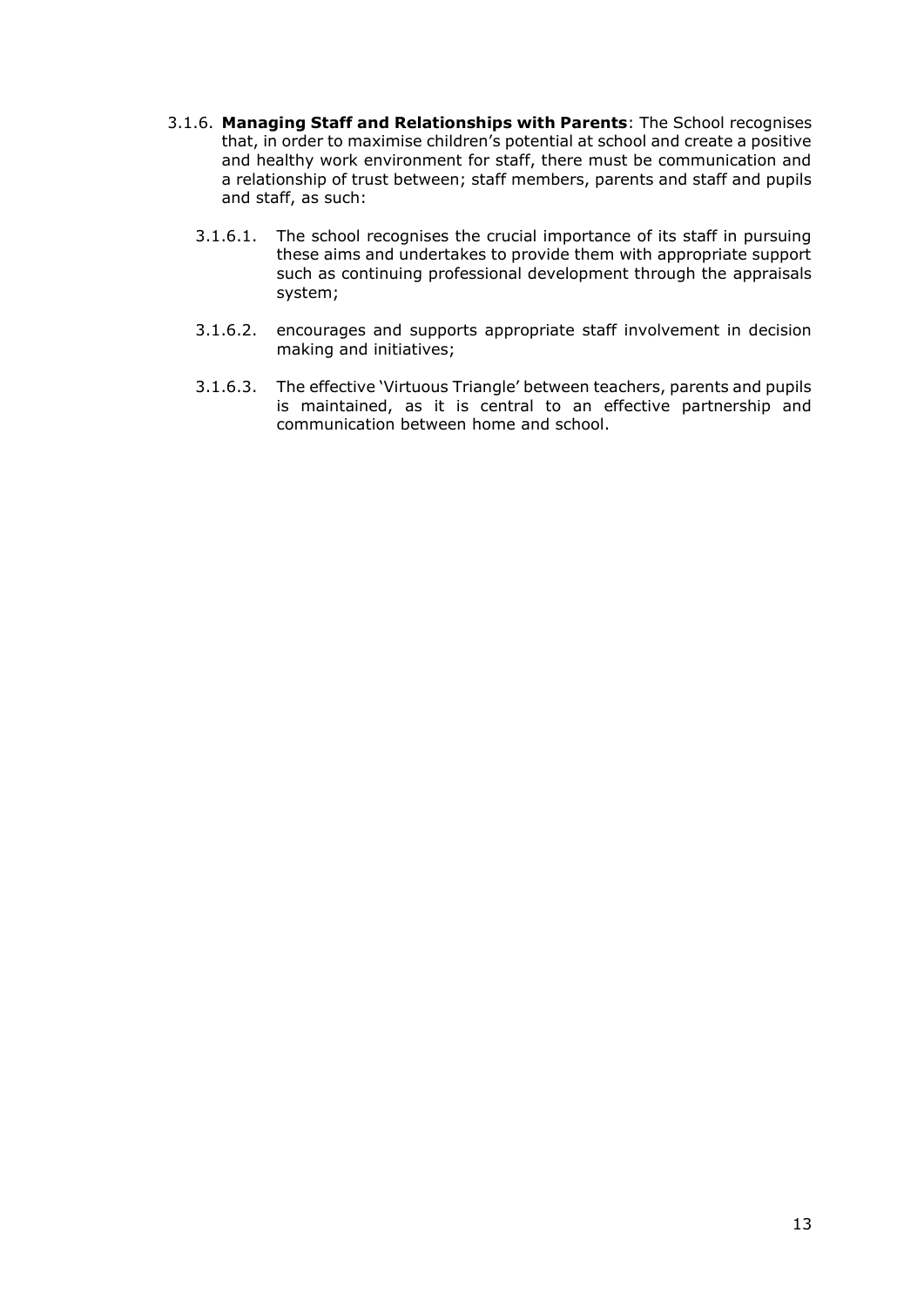3.1.6. **Managing Staff and Relationships with Parents**: The School recognises that, in order to maximise children's potential at school and create a positive and healthy work environment for staff, there must be communication and a relationship of trust between; staff members, parents and staff and pupils and staff, as such:

3.1.6.1. The school recognises the crucial importance of its staff in pursuing these aims and undertakes to provide them with appropriate support such as continuing professional development through the appraisals system;

3.1.6.2. encourages and supports appropriate staff involvement in decision making and initiatives;

3.1.6.3. The effective 'Virtuous Triangle' between teachers, parents and pupils is maintained, as it is central to an effective partnership and communication between home and school.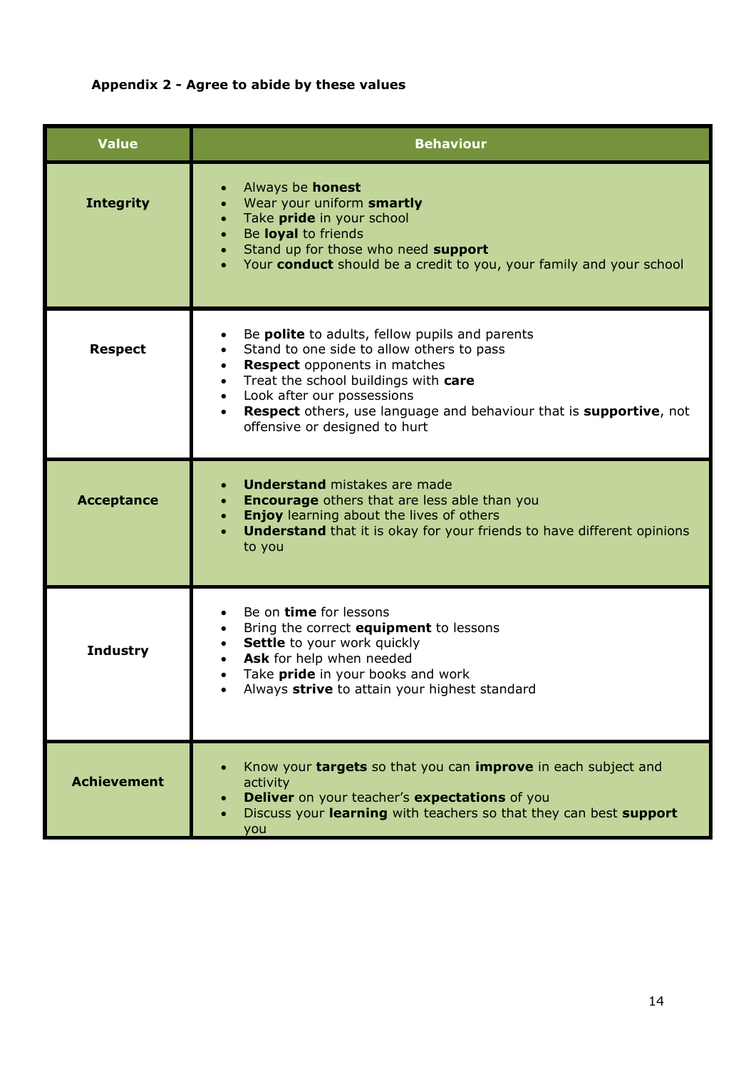**Appendix 2 - Agree to abide by these values**

| Value | Behaviour |
|---|---|
| **Integrity** | • Always be **honest**<br>• Wear your uniform **smartly**<br>• Take **pride** in your school<br>• Be **loyal** to friends<br>• Stand up for those who need **support**<br>• Your **conduct** should be a credit to you, your family and your school |
| **Respect** | • Be **polite** to adults, fellow pupils and parents<br>• Stand to one side to allow others to pass<br>• **Respect** opponents in matches<br>• Treat the school buildings with **care**<br>• Look after our possessions<br>• **Respect** others, use language and behaviour that is **supportive**, not offensive or designed to hurt |
| **Acceptance** | • **Understand** mistakes are made<br>• **Encourage** others that are less able than you<br>• **Enjoy** learning about the lives of others<br>• **Understand** that it is okay for your friends to have different opinions to you |
| **Industry** | • Be on **time** for lessons<br>• Bring the correct **equipment** to lessons<br>• **Settle** to your work quickly<br>• **Ask** for help when needed<br>• Take **pride** in your books and work<br>• Always **strive** to attain your highest standard |
| **Achievement** | • Know your **targets** so that you can **improve** in each subject and activity<br>• **Deliver** on your teacher's **expectations** of you<br>• Discuss your **learning** with teachers so that they can best **support** you |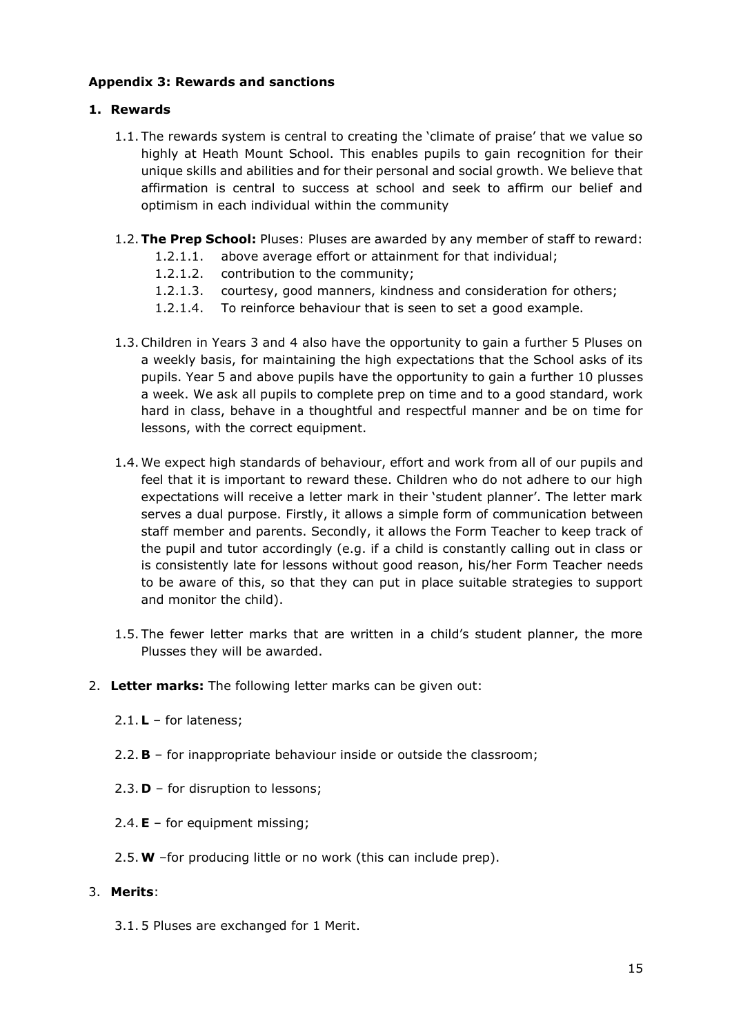### Appendix 3: Rewards and sanctions

#### 1. Rewards

1.1. The rewards system is central to creating the 'climate of praise' that we value so highly at Heath Mount School. This enables pupils to gain recognition for their unique skills and abilities and for their personal and social growth. We believe that affirmation is central to success at school and seek to affirm our belief and optimism in each individual within the community

1.2. **The Prep School:** Pluses: Pluses are awarded by any member of staff to reward:

- 1.2.1.1. above average effort or attainment for that individual;
- 1.2.1.2. contribution to the community;
- 1.2.1.3. courtesy, good manners, kindness and consideration for others;
- 1.2.1.4. To reinforce behaviour that is seen to set a good example.

1.3. Children in Years 3 and 4 also have the opportunity to gain a further 5 Pluses on a weekly basis, for maintaining the high expectations that the School asks of its pupils. Year 5 and above pupils have the opportunity to gain a further 10 plusses a week. We ask all pupils to complete prep on time and to a good standard, work hard in class, behave in a thoughtful and respectful manner and be on time for lessons, with the correct equipment.

1.4. We expect high standards of behaviour, effort and work from all of our pupils and feel that it is important to reward these. Children who do not adhere to our high expectations will receive a letter mark in their 'student planner'. The letter mark serves a dual purpose. Firstly, it allows a simple form of communication between staff member and parents. Secondly, it allows the Form Teacher to keep track of the pupil and tutor accordingly (e.g. if a child is constantly calling out in class or is consistently late for lessons without good reason, his/her Form Teacher needs to be aware of this, so that they can put in place suitable strategies to support and monitor the child).

1.5. The fewer letter marks that are written in a child's student planner, the more Plusses they will be awarded.

2. **Letter marks:** The following letter marks can be given out:

2.1. **L** – for lateness;

2.2. **B** – for inappropriate behaviour inside or outside the classroom;

2.3. **D** – for disruption to lessons;

2.4. **E** – for equipment missing;

2.5. **W** –for producing little or no work (this can include prep).

3. **Merits**:

3.1. 5 Pluses are exchanged for 1 Merit.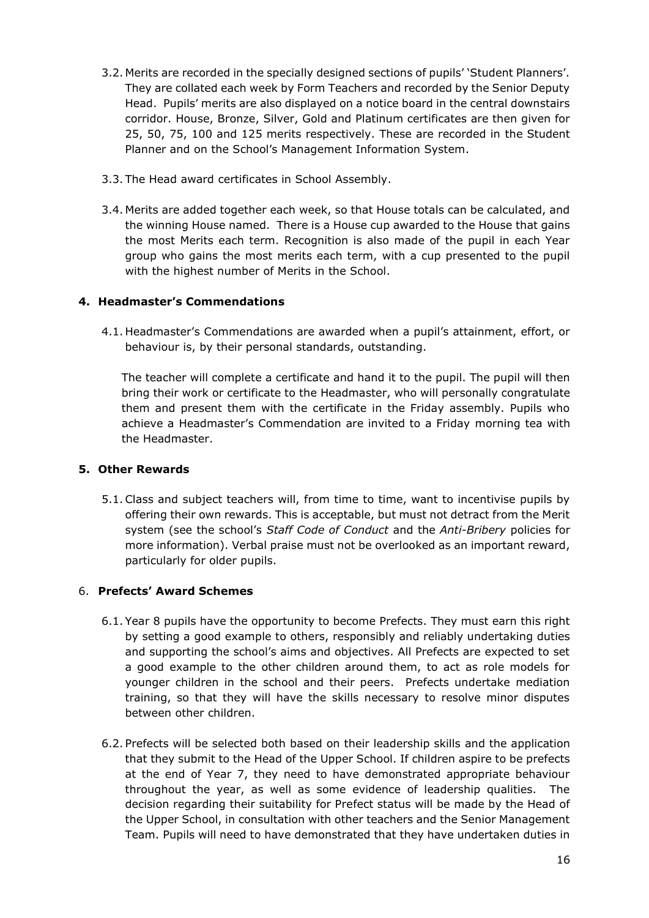3.2. Merits are recorded in the specially designed sections of pupils' 'Student Planners'. They are collated each week by Form Teachers and recorded by the Senior Deputy Head. Pupils' merits are also displayed on a notice board in the central downstairs corridor. House, Bronze, Silver, Gold and Platinum certificates are then given for 25, 50, 75, 100 and 125 merits respectively. These are recorded in the Student Planner and on the School's Management Information System.

3.3. The Head award certificates in School Assembly.

3.4. Merits are added together each week, so that House totals can be calculated, and the winning House named. There is a House cup awarded to the House that gains the most Merits each term. Recognition is also made of the pupil in each Year group who gains the most merits each term, with a cup presented to the pupil with the highest number of Merits in the School.

## 4. Headmaster's Commendations

4.1. Headmaster's Commendations are awarded when a pupil's attainment, effort, or behaviour is, by their personal standards, outstanding.

The teacher will complete a certificate and hand it to the pupil. The pupil will then bring their work or certificate to the Headmaster, who will personally congratulate them and present them with the certificate in the Friday assembly. Pupils who achieve a Headmaster's Commendation are invited to a Friday morning tea with the Headmaster.

## 5. Other Rewards

5.1. Class and subject teachers will, from time to time, want to incentivise pupils by offering their own rewards. This is acceptable, but must not detract from the Merit system (see the school's *Staff Code of Conduct* and the *Anti-Bribery* policies for more information). Verbal praise must not be overlooked as an important reward, particularly for older pupils.

## 6. Prefects' Award Schemes

6.1. Year 8 pupils have the opportunity to become Prefects. They must earn this right by setting a good example to others, responsibly and reliably undertaking duties and supporting the school's aims and objectives. All Prefects are expected to set a good example to the other children around them, to act as role models for younger children in the school and their peers. Prefects undertake mediation training, so that they will have the skills necessary to resolve minor disputes between other children.

6.2. Prefects will be selected both based on their leadership skills and the application that they submit to the Head of the Upper School. If children aspire to be prefects at the end of Year 7, they need to have demonstrated appropriate behaviour throughout the year, as well as some evidence of leadership qualities. The decision regarding their suitability for Prefect status will be made by the Head of the Upper School, in consultation with other teachers and the Senior Management Team. Pupils will need to have demonstrated that they have undertaken duties in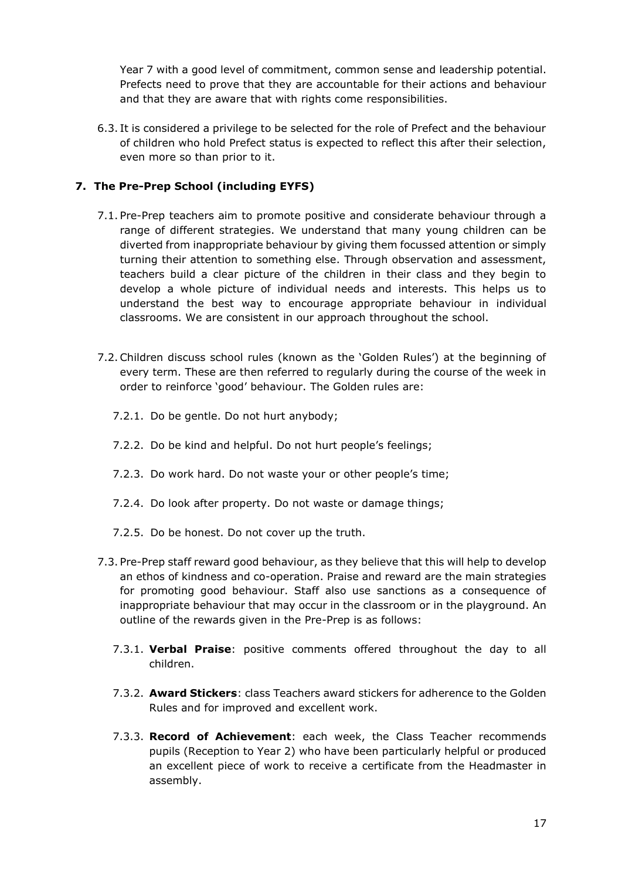Year 7 with a good level of commitment, common sense and leadership potential. Prefects need to prove that they are accountable for their actions and behaviour and that they are aware that with rights come responsibilities.

6.3. It is considered a privilege to be selected for the role of Prefect and the behaviour of children who hold Prefect status is expected to reflect this after their selection, even more so than prior to it.

## 7. The Pre-Prep School (including EYFS)

7.1. Pre-Prep teachers aim to promote positive and considerate behaviour through a range of different strategies. We understand that many young children can be diverted from inappropriate behaviour by giving them focussed attention or simply turning their attention to something else. Through observation and assessment, teachers build a clear picture of the children in their class and they begin to develop a whole picture of individual needs and interests. This helps us to understand the best way to encourage appropriate behaviour in individual classrooms. We are consistent in our approach throughout the school.

7.2. Children discuss school rules (known as the 'Golden Rules') at the beginning of every term. These are then referred to regularly during the course of the week in order to reinforce 'good' behaviour. The Golden rules are:

- 7.2.1. Do be gentle. Do not hurt anybody;
- 7.2.2. Do be kind and helpful. Do not hurt people's feelings;
- 7.2.3. Do work hard. Do not waste your or other people's time;
- 7.2.4. Do look after property. Do not waste or damage things;
- 7.2.5. Do be honest. Do not cover up the truth.

7.3. Pre-Prep staff reward good behaviour, as they believe that this will help to develop an ethos of kindness and co-operation. Praise and reward are the main strategies for promoting good behaviour. Staff also use sanctions as a consequence of inappropriate behaviour that may occur in the classroom or in the playground. An outline of the rewards given in the Pre-Prep is as follows:

- 7.3.1. **Verbal Praise**: positive comments offered throughout the day to all children.
- 7.3.2. **Award Stickers**: class Teachers award stickers for adherence to the Golden Rules and for improved and excellent work.
- 7.3.3. **Record of Achievement**: each week, the Class Teacher recommends pupils (Reception to Year 2) who have been particularly helpful or produced an excellent piece of work to receive a certificate from the Headmaster in assembly.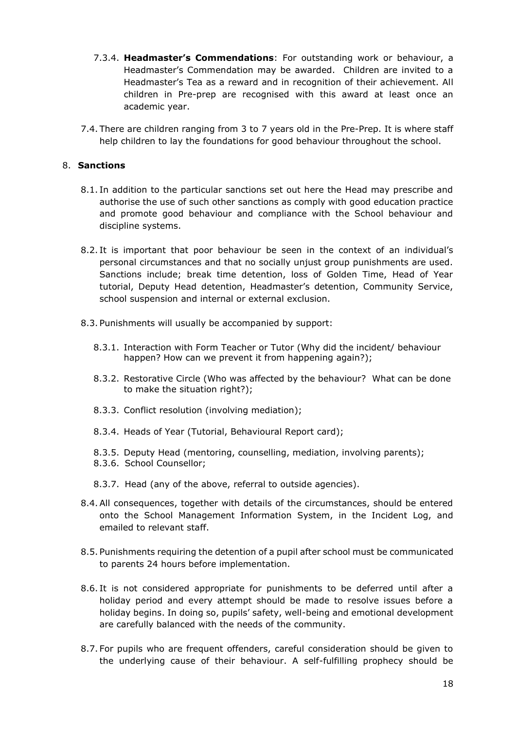7.3.4. **Headmaster's Commendations**: For outstanding work or behaviour, a Headmaster's Commendation may be awarded. Children are invited to a Headmaster's Tea as a reward and in recognition of their achievement. All children in Pre-prep are recognised with this award at least once an academic year.

7.4. There are children ranging from 3 to 7 years old in the Pre-Prep. It is where staff help children to lay the foundations for good behaviour throughout the school.

## 8. Sanctions

8.1. In addition to the particular sanctions set out here the Head may prescribe and authorise the use of such other sanctions as comply with good education practice and promote good behaviour and compliance with the School behaviour and discipline systems.

8.2. It is important that poor behaviour be seen in the context of an individual's personal circumstances and that no socially unjust group punishments are used. Sanctions include; break time detention, loss of Golden Time, Head of Year tutorial, Deputy Head detention, Headmaster's detention, Community Service, school suspension and internal or external exclusion.

8.3. Punishments will usually be accompanied by support:

8.3.1. Interaction with Form Teacher or Tutor (Why did the incident/ behaviour happen? How can we prevent it from happening again?);

8.3.2. Restorative Circle (Who was affected by the behaviour? What can be done to make the situation right?);

8.3.3. Conflict resolution (involving mediation);

8.3.4. Heads of Year (Tutorial, Behavioural Report card);

8.3.5. Deputy Head (mentoring, counselling, mediation, involving parents);

8.3.6. School Counsellor;

8.3.7. Head (any of the above, referral to outside agencies).

8.4. All consequences, together with details of the circumstances, should be entered onto the School Management Information System, in the Incident Log, and emailed to relevant staff.

8.5. Punishments requiring the detention of a pupil after school must be communicated to parents 24 hours before implementation.

8.6. It is not considered appropriate for punishments to be deferred until after a holiday period and every attempt should be made to resolve issues before a holiday begins. In doing so, pupils' safety, well-being and emotional development are carefully balanced with the needs of the community.

8.7. For pupils who are frequent offenders, careful consideration should be given to the underlying cause of their behaviour. A self-fulfilling prophecy should be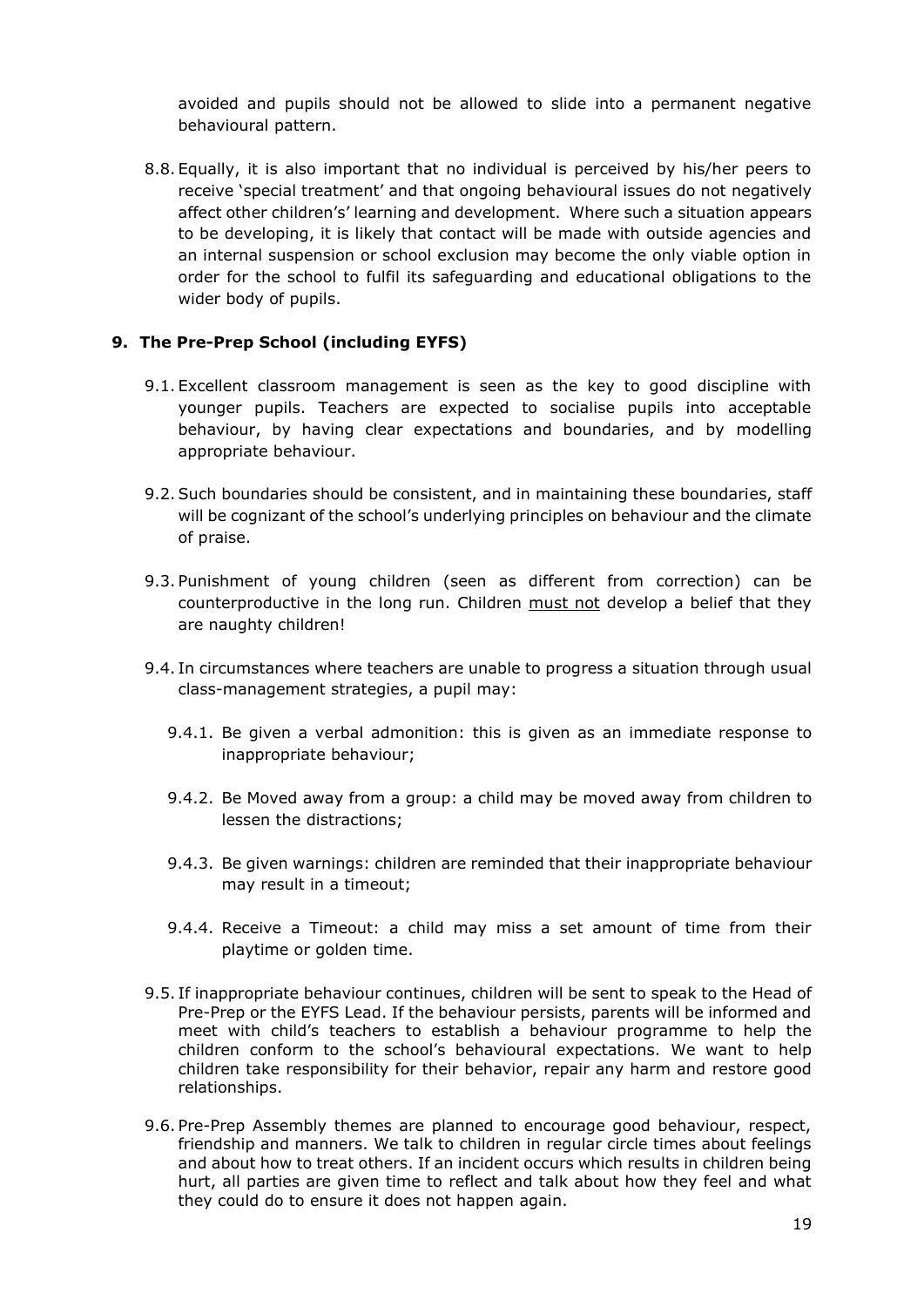avoided and pupils should not be allowed to slide into a permanent negative behavioural pattern.

8.8. Equally, it is also important that no individual is perceived by his/her peers to receive 'special treatment' and that ongoing behavioural issues do not negatively affect other children's' learning and development. Where such a situation appears to be developing, it is likely that contact will be made with outside agencies and an internal suspension or school exclusion may become the only viable option in order for the school to fulfil its safeguarding and educational obligations to the wider body of pupils.

## 9. The Pre-Prep School (including EYFS)

9.1. Excellent classroom management is seen as the key to good discipline with younger pupils. Teachers are expected to socialise pupils into acceptable behaviour, by having clear expectations and boundaries, and by modelling appropriate behaviour.

9.2. Such boundaries should be consistent, and in maintaining these boundaries, staff will be cognizant of the school's underlying principles on behaviour and the climate of praise.

9.3. Punishment of young children (seen as different from correction) can be counterproductive in the long run. Children must not develop a belief that they are naughty children!

9.4. In circumstances where teachers are unable to progress a situation through usual class-management strategies, a pupil may:

9.4.1. Be given a verbal admonition: this is given as an immediate response to inappropriate behaviour;

9.4.2. Be Moved away from a group: a child may be moved away from children to lessen the distractions;

9.4.3. Be given warnings: children are reminded that their inappropriate behaviour may result in a timeout;

9.4.4. Receive a Timeout: a child may miss a set amount of time from their playtime or golden time.

9.5. If inappropriate behaviour continues, children will be sent to speak to the Head of Pre-Prep or the EYFS Lead. If the behaviour persists, parents will be informed and meet with child's teachers to establish a behaviour programme to help the children conform to the school's behavioural expectations. We want to help children take responsibility for their behavior, repair any harm and restore good relationships.

9.6. Pre-Prep Assembly themes are planned to encourage good behaviour, respect, friendship and manners. We talk to children in regular circle times about feelings and about how to treat others. If an incident occurs which results in children being hurt, all parties are given time to reflect and talk about how they feel and what they could do to ensure it does not happen again.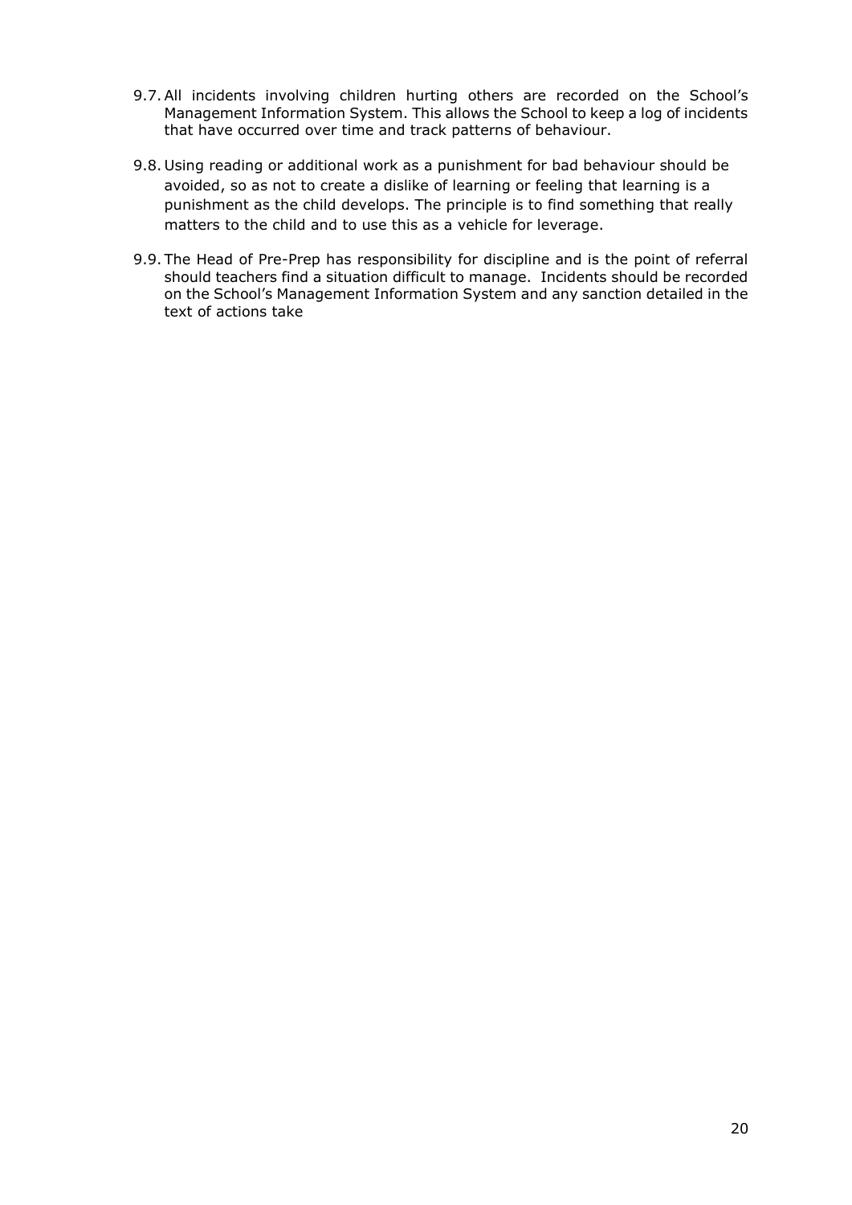9.7. All incidents involving children hurting others are recorded on the School's Management Information System. This allows the School to keep a log of incidents that have occurred over time and track patterns of behaviour.

9.8. Using reading or additional work as a punishment for bad behaviour should be avoided, so as not to create a dislike of learning or feeling that learning is a punishment as the child develops. The principle is to find something that really matters to the child and to use this as a vehicle for leverage.

9.9. The Head of Pre-Prep has responsibility for discipline and is the point of referral should teachers find a situation difficult to manage. Incidents should be recorded on the School's Management Information System and any sanction detailed in the text of actions take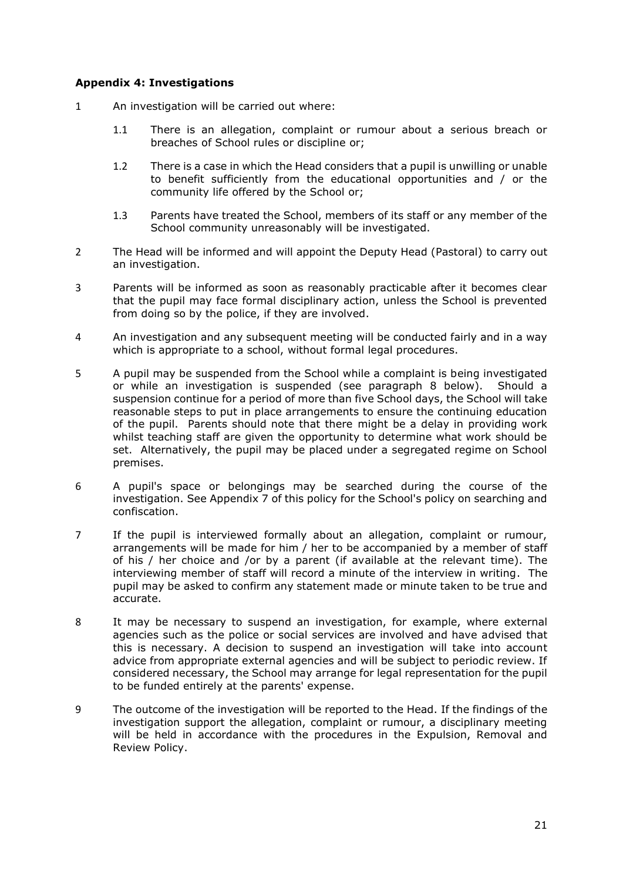**Appendix 4: Investigations**

1 An investigation will be carried out where:

   1.1 There is an allegation, complaint or rumour about a serious breach or breaches of School rules or discipline or;

   1.2 There is a case in which the Head considers that a pupil is unwilling or unable to benefit sufficiently from the educational opportunities and / or the community life offered by the School or;

   1.3 Parents have treated the School, members of its staff or any member of the School community unreasonably will be investigated.

2 The Head will be informed and will appoint the Deputy Head (Pastoral) to carry out an investigation.

3 Parents will be informed as soon as reasonably practicable after it becomes clear that the pupil may face formal disciplinary action, unless the School is prevented from doing so by the police, if they are involved.

4 An investigation and any subsequent meeting will be conducted fairly and in a way which is appropriate to a school, without formal legal procedures.

5 A pupil may be suspended from the School while a complaint is being investigated or while an investigation is suspended (see paragraph 8 below). Should a suspension continue for a period of more than five School days, the School will take reasonable steps to put in place arrangements to ensure the continuing education of the pupil. Parents should note that there might be a delay in providing work whilst teaching staff are given the opportunity to determine what work should be set. Alternatively, the pupil may be placed under a segregated regime on School premises.

6 A pupil's space or belongings may be searched during the course of the investigation. See Appendix 7 of this policy for the School's policy on searching and confiscation.

7 If the pupil is interviewed formally about an allegation, complaint or rumour, arrangements will be made for him / her to be accompanied by a member of staff of his / her choice and /or by a parent (if available at the relevant time). The interviewing member of staff will record a minute of the interview in writing. The pupil may be asked to confirm any statement made or minute taken to be true and accurate.

8 It may be necessary to suspend an investigation, for example, where external agencies such as the police or social services are involved and have advised that this is necessary. A decision to suspend an investigation will take into account advice from appropriate external agencies and will be subject to periodic review. If considered necessary, the School may arrange for legal representation for the pupil to be funded entirely at the parents' expense.

9 The outcome of the investigation will be reported to the Head. If the findings of the investigation support the allegation, complaint or rumour, a disciplinary meeting will be held in accordance with the procedures in the Expulsion, Removal and Review Policy.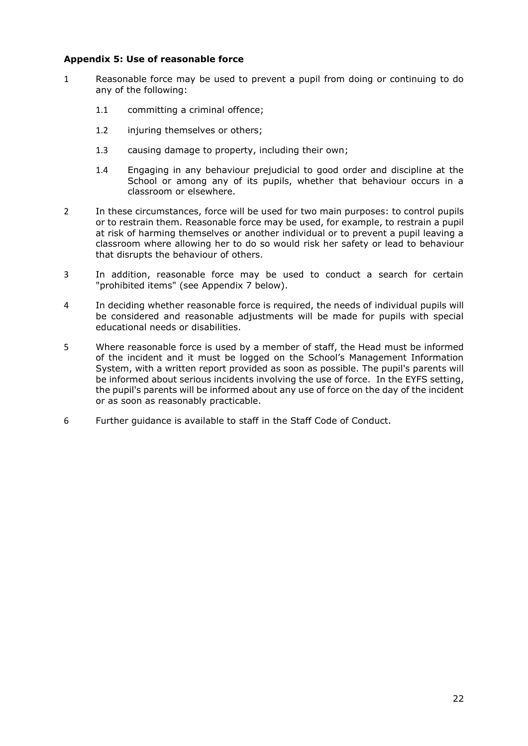### Appendix 5: Use of reasonable force

1 Reasonable force may be used to prevent a pupil from doing or continuing to do any of the following:

   1.1 committing a criminal offence;

   1.2 injuring themselves or others;

   1.3 causing damage to property, including their own;

   1.4 Engaging in any behaviour prejudicial to good order and discipline at the School or among any of its pupils, whether that behaviour occurs in a classroom or elsewhere.

2 In these circumstances, force will be used for two main purposes: to control pupils or to restrain them. Reasonable force may be used, for example, to restrain a pupil at risk of harming themselves or another individual or to prevent a pupil leaving a classroom where allowing her to do so would risk her safety or lead to behaviour that disrupts the behaviour of others.

3 In addition, reasonable force may be used to conduct a search for certain "prohibited items" (see Appendix 7 below).

4 In deciding whether reasonable force is required, the needs of individual pupils will be considered and reasonable adjustments will be made for pupils with special educational needs or disabilities.

5 Where reasonable force is used by a member of staff, the Head must be informed of the incident and it must be logged on the School's Management Information System, with a written report provided as soon as possible. The pupil's parents will be informed about serious incidents involving the use of force. In the EYFS setting, the pupil's parents will be informed about any use of force on the day of the incident or as soon as reasonably practicable.

6 Further guidance is available to staff in the Staff Code of Conduct.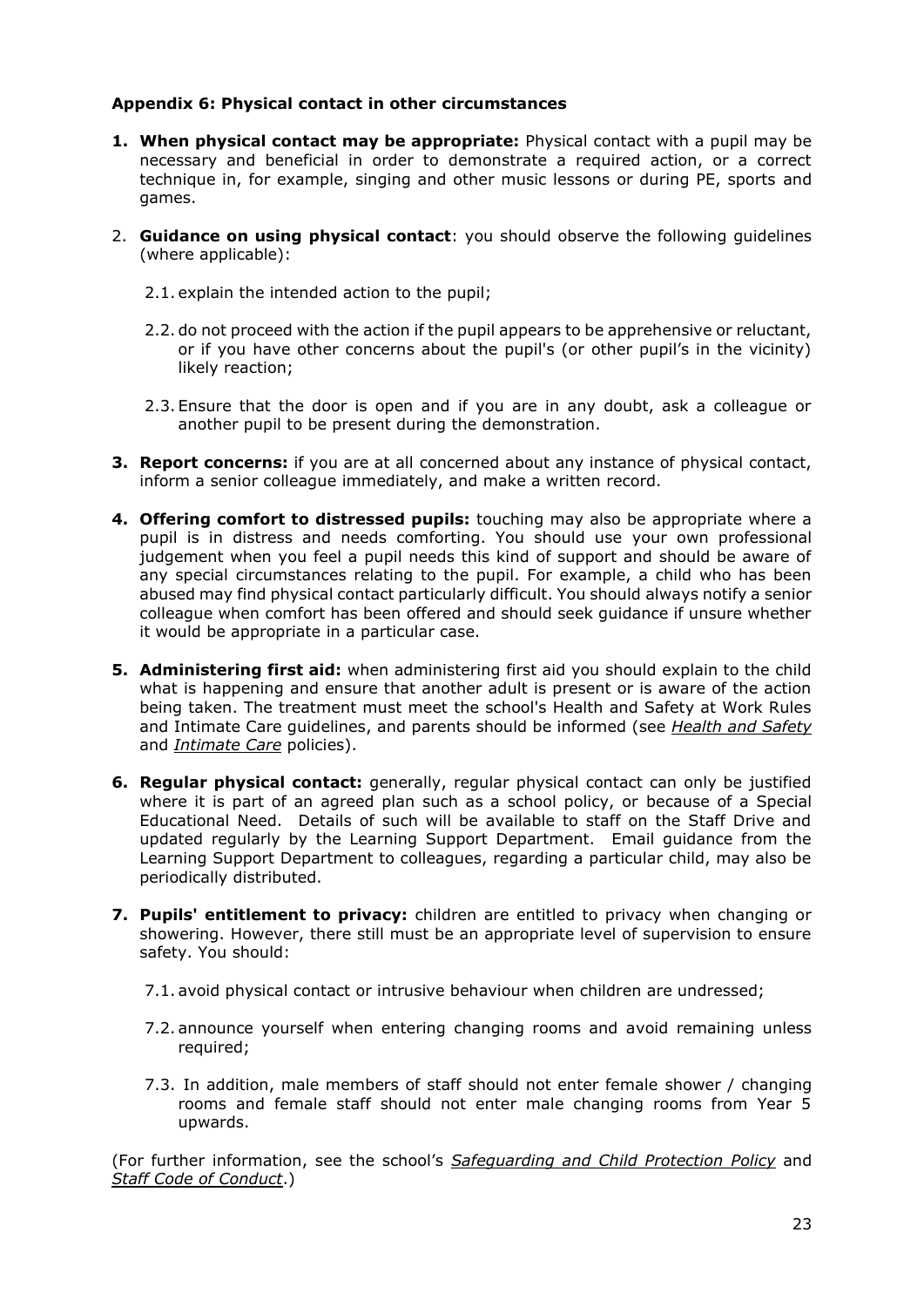### Appendix 6: Physical contact in other circumstances

1. **When physical contact may be appropriate:** Physical contact with a pupil may be necessary and beneficial in order to demonstrate a required action, or a correct technique in, for example, singing and other music lessons or during PE, sports and games.

2. **Guidance on using physical contact**: you should observe the following guidelines (where applicable):

   2.1. explain the intended action to the pupil;

   2.2. do not proceed with the action if the pupil appears to be apprehensive or reluctant, or if you have other concerns about the pupil's (or other pupil's in the vicinity) likely reaction;

   2.3. Ensure that the door is open and if you are in any doubt, ask a colleague or another pupil to be present during the demonstration.

3. **Report concerns:** if you are at all concerned about any instance of physical contact, inform a senior colleague immediately, and make a written record.

4. **Offering comfort to distressed pupils:** touching may also be appropriate where a pupil is in distress and needs comforting. You should use your own professional judgement when you feel a pupil needs this kind of support and should be aware of any special circumstances relating to the pupil. For example, a child who has been abused may find physical contact particularly difficult. You should always notify a senior colleague when comfort has been offered and should seek guidance if unsure whether it would be appropriate in a particular case.

5. **Administering first aid:** when administering first aid you should explain to the child what is happening and ensure that another adult is present or is aware of the action being taken. The treatment must meet the school's Health and Safety at Work Rules and Intimate Care guidelines, and parents should be informed (see *Health and Safety* and *Intimate Care* policies).

6. **Regular physical contact:** generally, regular physical contact can only be justified where it is part of an agreed plan such as a school policy, or because of a Special Educational Need. Details of such will be available to staff on the Staff Drive and updated regularly by the Learning Support Department. Email guidance from the Learning Support Department to colleagues, regarding a particular child, may also be periodically distributed.

7. **Pupils' entitlement to privacy:** children are entitled to privacy when changing or showering. However, there still must be an appropriate level of supervision to ensure safety. You should:

   7.1. avoid physical contact or intrusive behaviour when children are undressed;

   7.2. announce yourself when entering changing rooms and avoid remaining unless required;

   7.3. In addition, male members of staff should not enter female shower / changing rooms and female staff should not enter male changing rooms from Year 5 upwards.

(For further information, see the school's *Safeguarding and Child Protection Policy* and *Staff Code of Conduct*.)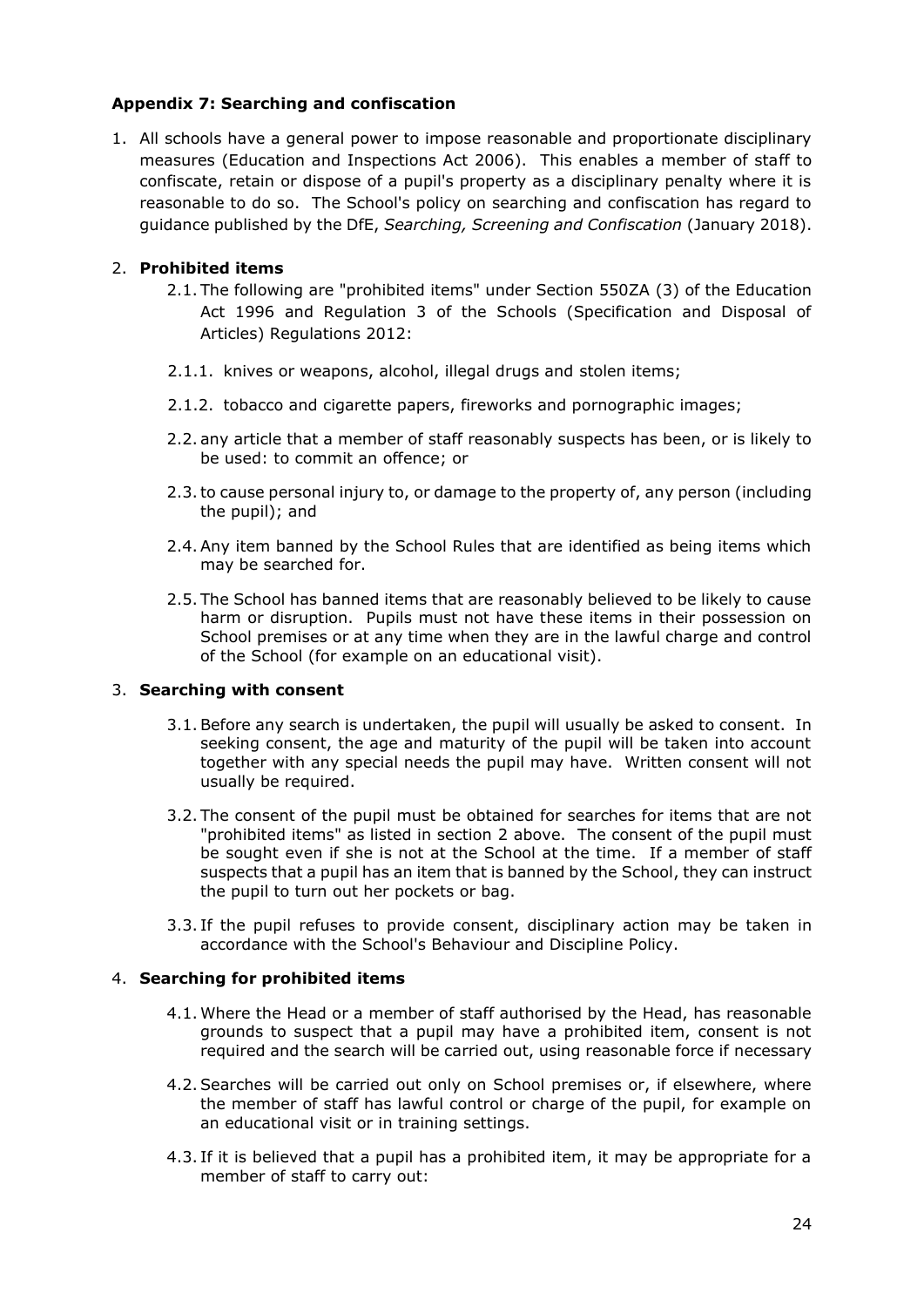### Appendix 7: Searching and confiscation

1. All schools have a general power to impose reasonable and proportionate disciplinary measures (Education and Inspections Act 2006). This enables a member of staff to confiscate, retain or dispose of a pupil's property as a disciplinary penalty where it is reasonable to do so. The School's policy on searching and confiscation has regard to guidance published by the DfE, *Searching, Screening and Confiscation* (January 2018).

2. **Prohibited items**

   2.1. The following are "prohibited items" under Section 550ZA (3) of the Education Act 1996 and Regulation 3 of the Schools (Specification and Disposal of Articles) Regulations 2012:

   2.1.1. knives or weapons, alcohol, illegal drugs and stolen items;

   2.1.2. tobacco and cigarette papers, fireworks and pornographic images;

   2.2. any article that a member of staff reasonably suspects has been, or is likely to be used: to commit an offence; or

   2.3. to cause personal injury to, or damage to the property of, any person (including the pupil); and

   2.4. Any item banned by the School Rules that are identified as being items which may be searched for.

   2.5. The School has banned items that are reasonably believed to be likely to cause harm or disruption. Pupils must not have these items in their possession on School premises or at any time when they are in the lawful charge and control of the School (for example on an educational visit).

3. **Searching with consent**

   3.1. Before any search is undertaken, the pupil will usually be asked to consent. In seeking consent, the age and maturity of the pupil will be taken into account together with any special needs the pupil may have. Written consent will not usually be required.

   3.2. The consent of the pupil must be obtained for searches for items that are not "prohibited items" as listed in section 2 above. The consent of the pupil must be sought even if she is not at the School at the time. If a member of staff suspects that a pupil has an item that is banned by the School, they can instruct the pupil to turn out her pockets or bag.

   3.3. If the pupil refuses to provide consent, disciplinary action may be taken in accordance with the School's Behaviour and Discipline Policy.

4. **Searching for prohibited items**

   4.1. Where the Head or a member of staff authorised by the Head, has reasonable grounds to suspect that a pupil may have a prohibited item, consent is not required and the search will be carried out, using reasonable force if necessary

   4.2. Searches will be carried out only on School premises or, if elsewhere, where the member of staff has lawful control or charge of the pupil, for example on an educational visit or in training settings.

   4.3. If it is believed that a pupil has a prohibited item, it may be appropriate for a member of staff to carry out: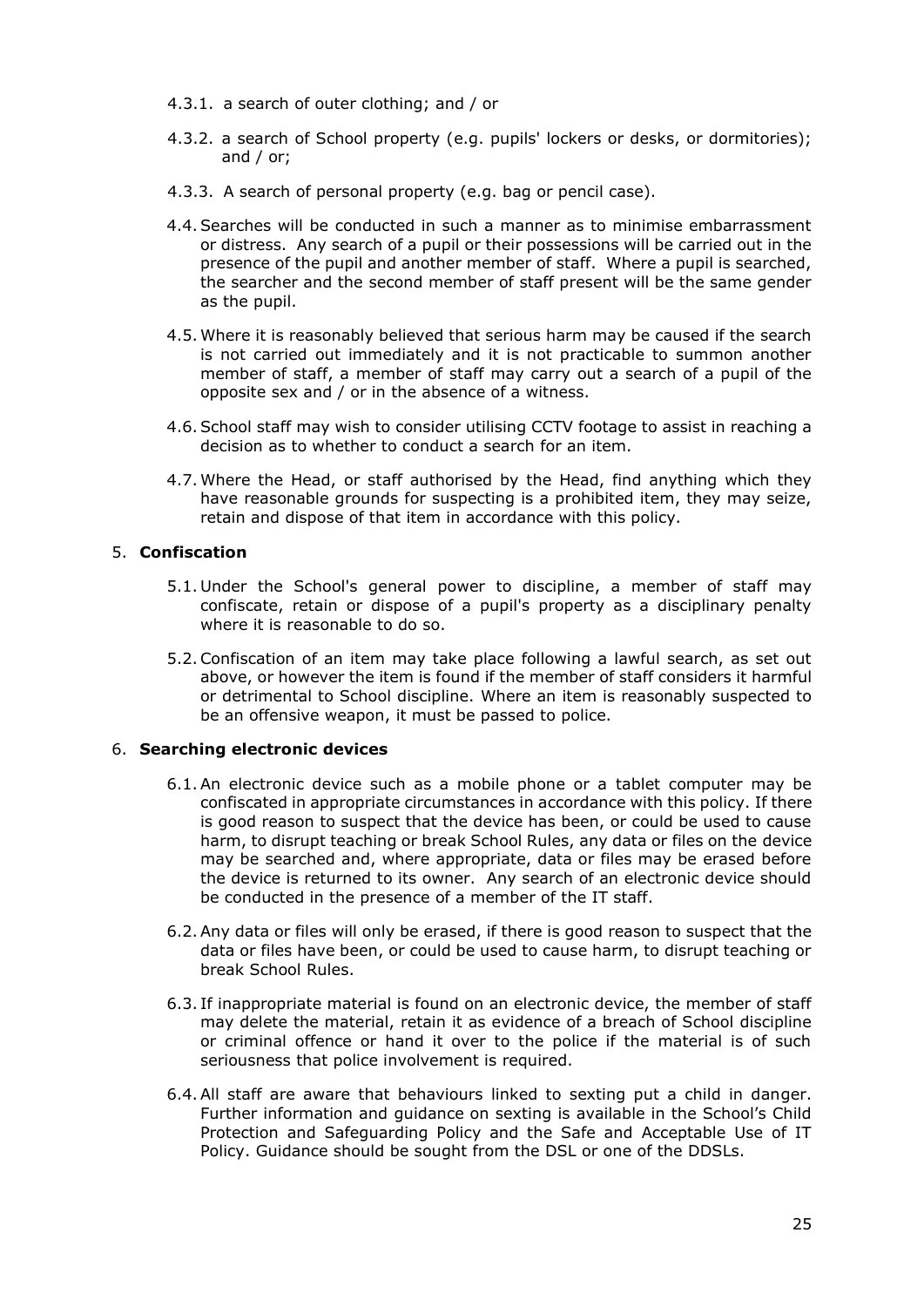4.3.1. a search of outer clothing; and / or

4.3.2. a search of School property (e.g. pupils' lockers or desks, or dormitories); and / or;

4.3.3. A search of personal property (e.g. bag or pencil case).

4.4. Searches will be conducted in such a manner as to minimise embarrassment or distress. Any search of a pupil or their possessions will be carried out in the presence of the pupil and another member of staff. Where a pupil is searched, the searcher and the second member of staff present will be the same gender as the pupil.

4.5. Where it is reasonably believed that serious harm may be caused if the search is not carried out immediately and it is not practicable to summon another member of staff, a member of staff may carry out a search of a pupil of the opposite sex and / or in the absence of a witness.

4.6. School staff may wish to consider utilising CCTV footage to assist in reaching a decision as to whether to conduct a search for an item.

4.7. Where the Head, or staff authorised by the Head, find anything which they have reasonable grounds for suspecting is a prohibited item, they may seize, retain and dispose of that item in accordance with this policy.

5. **Confiscation**

5.1. Under the School's general power to discipline, a member of staff may confiscate, retain or dispose of a pupil's property as a disciplinary penalty where it is reasonable to do so.

5.2. Confiscation of an item may take place following a lawful search, as set out above, or however the item is found if the member of staff considers it harmful or detrimental to School discipline. Where an item is reasonably suspected to be an offensive weapon, it must be passed to police.

6. **Searching electronic devices**

6.1. An electronic device such as a mobile phone or a tablet computer may be confiscated in appropriate circumstances in accordance with this policy. If there is good reason to suspect that the device has been, or could be used to cause harm, to disrupt teaching or break School Rules, any data or files on the device may be searched and, where appropriate, data or files may be erased before the device is returned to its owner. Any search of an electronic device should be conducted in the presence of a member of the IT staff.

6.2. Any data or files will only be erased, if there is good reason to suspect that the data or files have been, or could be used to cause harm, to disrupt teaching or break School Rules.

6.3. If inappropriate material is found on an electronic device, the member of staff may delete the material, retain it as evidence of a breach of School discipline or criminal offence or hand it over to the police if the material is of such seriousness that police involvement is required.

6.4. All staff are aware that behaviours linked to sexting put a child in danger. Further information and guidance on sexting is available in the School's Child Protection and Safeguarding Policy and the Safe and Acceptable Use of IT Policy. Guidance should be sought from the DSL or one of the DDSLs.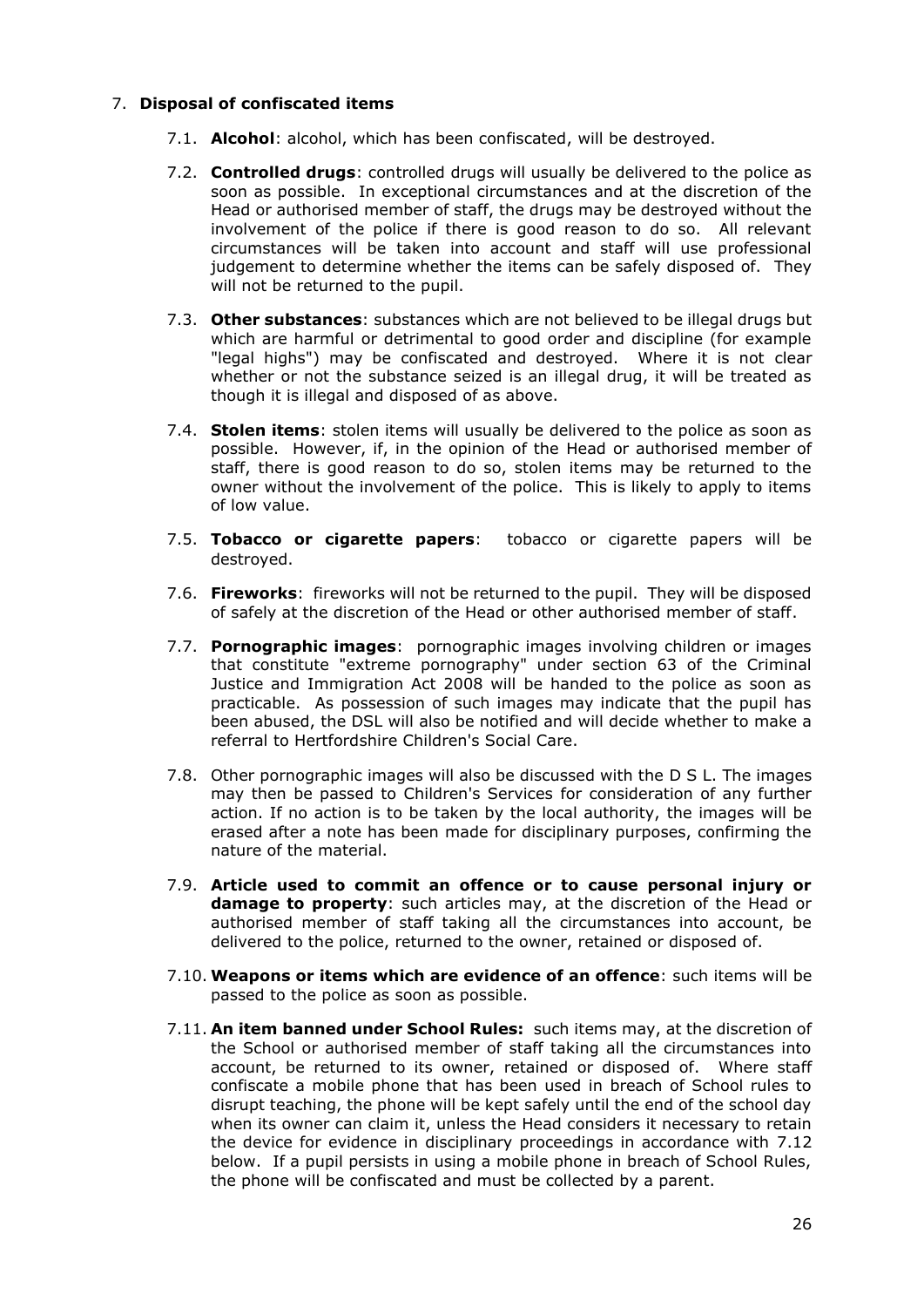## 7. **Disposal of confiscated items**

7.1. **Alcohol**: alcohol, which has been confiscated, will be destroyed.

7.2. **Controlled drugs**: controlled drugs will usually be delivered to the police as soon as possible. In exceptional circumstances and at the discretion of the Head or authorised member of staff, the drugs may be destroyed without the involvement of the police if there is good reason to do so. All relevant circumstances will be taken into account and staff will use professional judgement to determine whether the items can be safely disposed of. They will not be returned to the pupil.

7.3. **Other substances**: substances which are not believed to be illegal drugs but which are harmful or detrimental to good order and discipline (for example "legal highs") may be confiscated and destroyed. Where it is not clear whether or not the substance seized is an illegal drug, it will be treated as though it is illegal and disposed of as above.

7.4. **Stolen items**: stolen items will usually be delivered to the police as soon as possible. However, if, in the opinion of the Head or authorised member of staff, there is good reason to do so, stolen items may be returned to the owner without the involvement of the police. This is likely to apply to items of low value.

7.5. **Tobacco or cigarette papers**: tobacco or cigarette papers will be destroyed.

7.6. **Fireworks**: fireworks will not be returned to the pupil. They will be disposed of safely at the discretion of the Head or other authorised member of staff.

7.7. **Pornographic images**: pornographic images involving children or images that constitute "extreme pornography" under section 63 of the Criminal Justice and Immigration Act 2008 will be handed to the police as soon as practicable. As possession of such images may indicate that the pupil has been abused, the DSL will also be notified and will decide whether to make a referral to Hertfordshire Children's Social Care.

7.8. Other pornographic images will also be discussed with the D S L. The images may then be passed to Children's Services for consideration of any further action. If no action is to be taken by the local authority, the images will be erased after a note has been made for disciplinary purposes, confirming the nature of the material.

7.9. **Article used to commit an offence or to cause personal injury or damage to property**: such articles may, at the discretion of the Head or authorised member of staff taking all the circumstances into account, be delivered to the police, returned to the owner, retained or disposed of.

7.10. **Weapons or items which are evidence of an offence**: such items will be passed to the police as soon as possible.

7.11. **An item banned under School Rules:** such items may, at the discretion of the School or authorised member of staff taking all the circumstances into account, be returned to its owner, retained or disposed of. Where staff confiscate a mobile phone that has been used in breach of School rules to disrupt teaching, the phone will be kept safely until the end of the school day when its owner can claim it, unless the Head considers it necessary to retain the device for evidence in disciplinary proceedings in accordance with 7.12 below. If a pupil persists in using a mobile phone in breach of School Rules, the phone will be confiscated and must be collected by a parent.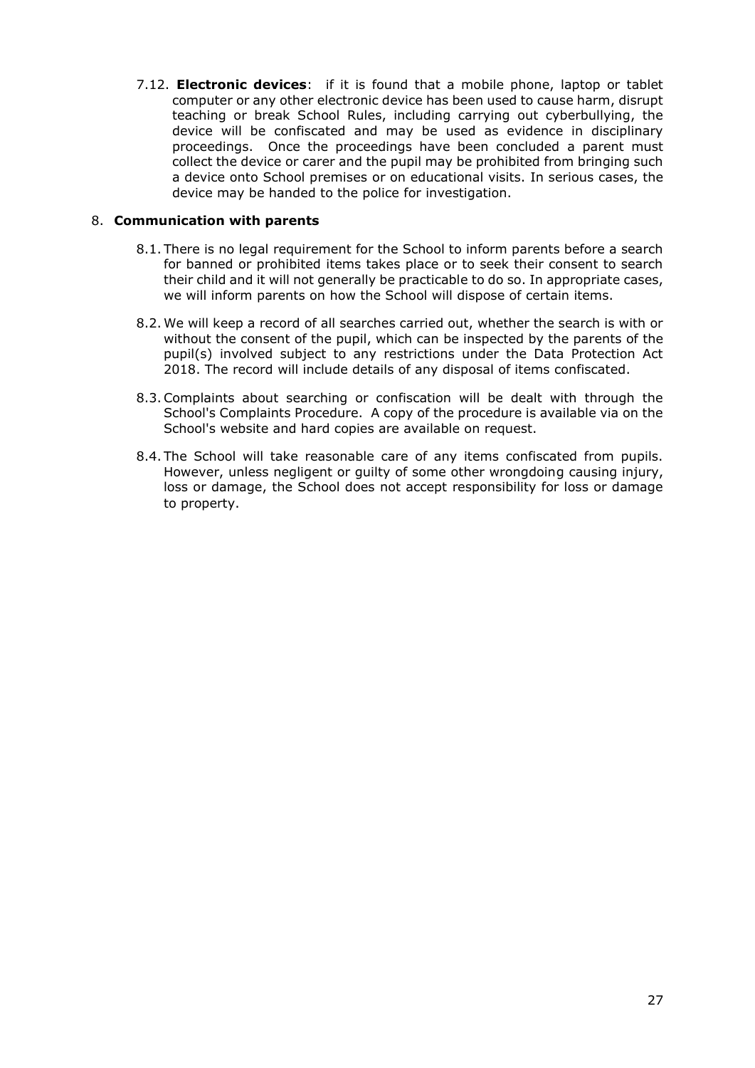7.12. **Electronic devices**: if it is found that a mobile phone, laptop or tablet computer or any other electronic device has been used to cause harm, disrupt teaching or break School Rules, including carrying out cyberbullying, the device will be confiscated and may be used as evidence in disciplinary proceedings. Once the proceedings have been concluded a parent must collect the device or carer and the pupil may be prohibited from bringing such a device onto School premises or on educational visits. In serious cases, the device may be handed to the police for investigation.

## 8. Communication with parents

8.1. There is no legal requirement for the School to inform parents before a search for banned or prohibited items takes place or to seek their consent to search their child and it will not generally be practicable to do so. In appropriate cases, we will inform parents on how the School will dispose of certain items.

8.2. We will keep a record of all searches carried out, whether the search is with or without the consent of the pupil, which can be inspected by the parents of the pupil(s) involved subject to any restrictions under the Data Protection Act 2018. The record will include details of any disposal of items confiscated.

8.3. Complaints about searching or confiscation will be dealt with through the School's Complaints Procedure. A copy of the procedure is available via on the School's website and hard copies are available on request.

8.4. The School will take reasonable care of any items confiscated from pupils. However, unless negligent or guilty of some other wrongdoing causing injury, loss or damage, the School does not accept responsibility for loss or damage to property.